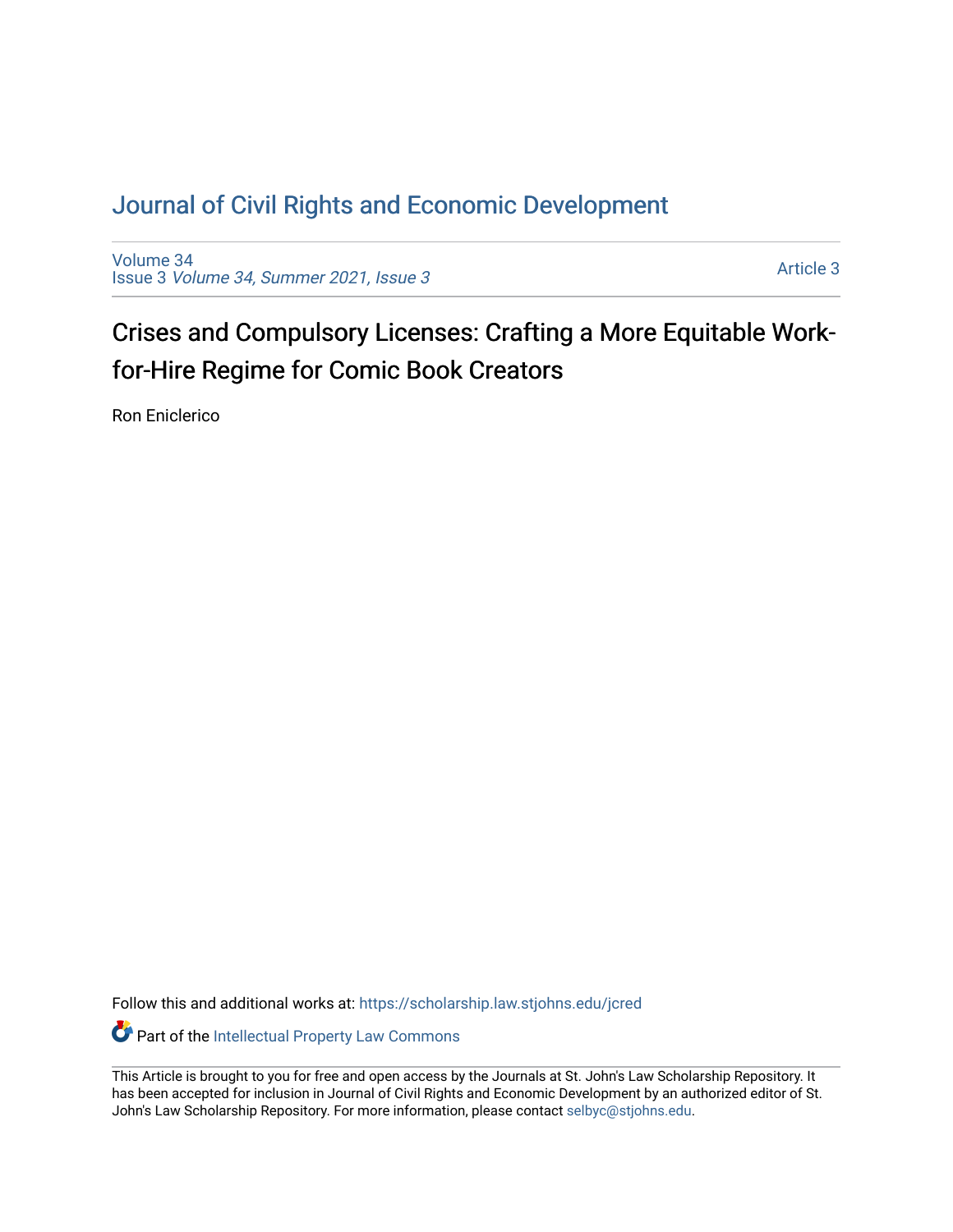# Journal of Civil Rights and Economic Development

Volume 34
Issue 3 *Volume 34, Summer 2021, Issue 3*

Article 3

## Crises and Compulsory Licenses: Crafting a More Equitable Work-for-Hire Regime for Comic Book Creators

Ron Eniclerico

Follow this and additional works at: https://scholarship.law.stjohns.edu/jcred

Part of the Intellectual Property Law Commons

This Article is brought to you for free and open access by the Journals at St. John's Law Scholarship Repository. It has been accepted for inclusion in Journal of Civil Rights and Economic Development by an authorized editor of St. John's Law Scholarship Repository. For more information, please contact selbyc@stjohns.edu.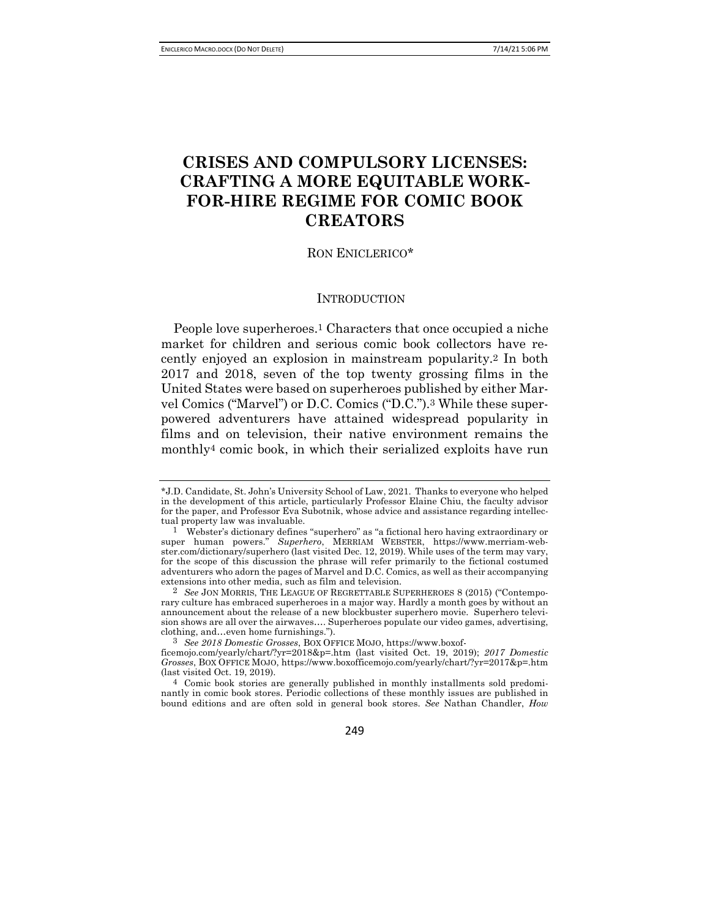# CRISES AND COMPULSORY LICENSES: CRAFTING A MORE EQUITABLE WORK-FOR-HIRE REGIME FOR COMIC BOOK CREATORS

RON ENICLERICO*

## INTRODUCTION

People love superheroes.[1] Characters that once occupied a niche market for children and serious comic book collectors have recently enjoyed an explosion in mainstream popularity.[2] In both 2017 and 2018, seven of the top twenty grossing films in the United States were based on superheroes published by either Marvel Comics ("Marvel") or D.C. Comics ("D.C.").[3] While these super-powered adventurers have attained widespread popularity in films and on television, their native environment remains the monthly[4] comic book, in which their serialized exploits have run

---

*J.D. Candidate, St. John's University School of Law, 2021. Thanks to everyone who helped in the development of this article, particularly Professor Elaine Chiu, the faculty advisor for the paper, and Professor Eva Subotnik, whose advice and assistance regarding intellectual property law was invaluable.

[1] Webster's dictionary defines "superhero" as "a fictional hero having extraordinary or super human powers." *Superhero*, MERRIAM WEBSTER, https://www.merriam-webster.com/dictionary/superhero (last visited Dec. 12, 2019). While uses of the term may vary, for the scope of this discussion the phrase will refer primarily to the fictional costumed adventurers who adorn the pages of Marvel and D.C. Comics, as well as their accompanying extensions into other media, such as film and television.

[2] *See* JON MORRIS, THE LEAGUE OF REGRETTABLE SUPERHEROES 8 (2015) ("Contemporary culture has embraced superheroes in a major way. Hardly a month goes by without an announcement about the release of a new blockbuster superhero movie. Superhero television shows are all over the airwaves.… Superheroes populate our video games, advertising, clothing, and…even home furnishings.").

[3] *See 2018 Domestic Grosses*, BOX OFFICE MOJO, https://www.boxofficemojo.com/yearly/chart/?yr=2018&p=.htm (last visited Oct. 19, 2019); *2017 Domestic Grosses*, BOX OFFICE MOJO, https://www.boxofficemojo.com/yearly/chart/?yr=2017&p=.htm (last visited Oct. 19, 2019).

[4] Comic book stories are generally published in monthly installments sold predominantly in comic book stores. Periodic collections of these monthly issues are published in bound editions and are often sold in general book stores. *See* Nathan Chandler, *How*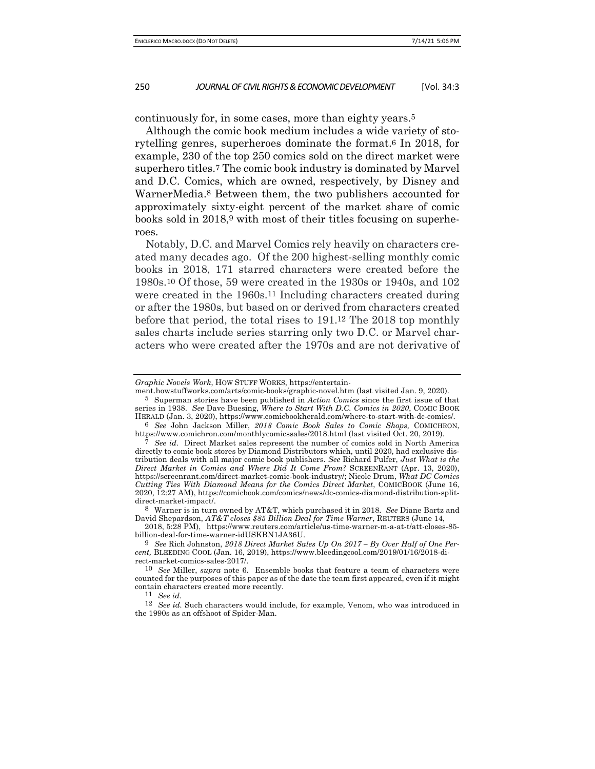continuously for, in some cases, more than eighty years.[5]

Although the comic book medium includes a wide variety of storytelling genres, superheroes dominate the format.[6] In 2018, for example, 230 of the top 250 comics sold on the direct market were superhero titles.[7] The comic book industry is dominated by Marvel and D.C. Comics, which are owned, respectively, by Disney and WarnerMedia.[8] Between them, the two publishers accounted for approximately sixty-eight percent of the market share of comic books sold in 2018,[9] with most of their titles focusing on superheroes.

Notably, D.C. and Marvel Comics rely heavily on characters created many decades ago. Of the 200 highest-selling monthly comic books in 2018, 171 starred characters were created before the 1980s.[10] Of those, 59 were created in the 1930s or 1940s, and 102 were created in the 1960s.[11] Including characters created during or after the 1980s, but based on or derived from characters created before that period, the total rises to 191.[12] The 2018 top monthly sales charts include series starring only two D.C. or Marvel characters who were created after the 1970s and are not derivative of

---

*Graphic Novels Work*, HOW STUFF WORKS, https://entertainment.howstuffworks.com/arts/comic-books/graphic-novel.htm (last visited Jan. 9, 2020).

[5] Superman stories have been published in *Action Comics* since the first issue of that series in 1938. *See* Dave Buesing, *Where to Start With D.C. Comics in 2020*, COMIC BOOK HERALD (Jan. 3, 2020), https://www.comicbookherald.com/where-to-start-with-dc-comics/.

[6] *See* John Jackson Miller, *2018 Comic Book Sales to Comic Shops,* COMICHRON, https://www.comichron.com/monthlycomicssales/2018.html (last visited Oct. 20, 2019).

[7] *See id.* Direct Market sales represent the number of comics sold in North America directly to comic book stores by Diamond Distributors which, until 2020, had exclusive distribution deals with all major comic book publishers. *See* Richard Pulfer, *Just What is the Direct Market in Comics and Where Did It Come From?* SCREENRANT (Apr. 13, 2020), https://screenrant.com/direct-market-comic-book-industry/; Nicole Drum, *What DC Comics Cutting Ties With Diamond Means for the Comics Direct Market*, COMICBOOK (June 16, 2020, 12:27 AM), https://comicbook.com/comics/news/dc-comics-diamond-distribution-split-direct-market-impact/.

[8] Warner is in turn owned by AT&T, which purchased it in 2018. *See* Diane Bartz and David Shepardson, *AT&T closes $85 Billion Deal for Time Warner*, REUTERS (June 14, 2018, 5:28 PM), https://www.reuters.com/article/us-time-warner-m-a-at-t/att-closes-85-billion-deal-for-time-warner-idUSKBN1JA36U.

[9] *See* Rich Johnston, *2018 Direct Market Sales Up On 2017 – By Over Half of One Percent,* BLEEDING COOL (Jan. 16, 2019), https://www.bleedingcool.com/2019/01/16/2018-direct-market-comics-sales-2017/.

[10] *See* Miller, *supra* note 6. Ensemble books that feature a team of characters were counted for the purposes of this paper as of the date the team first appeared, even if it might contain characters created more recently.

[11] *See id.*

[12] *See id.* Such characters would include, for example, Venom, who was introduced in the 1990s as an offshoot of Spider-Man.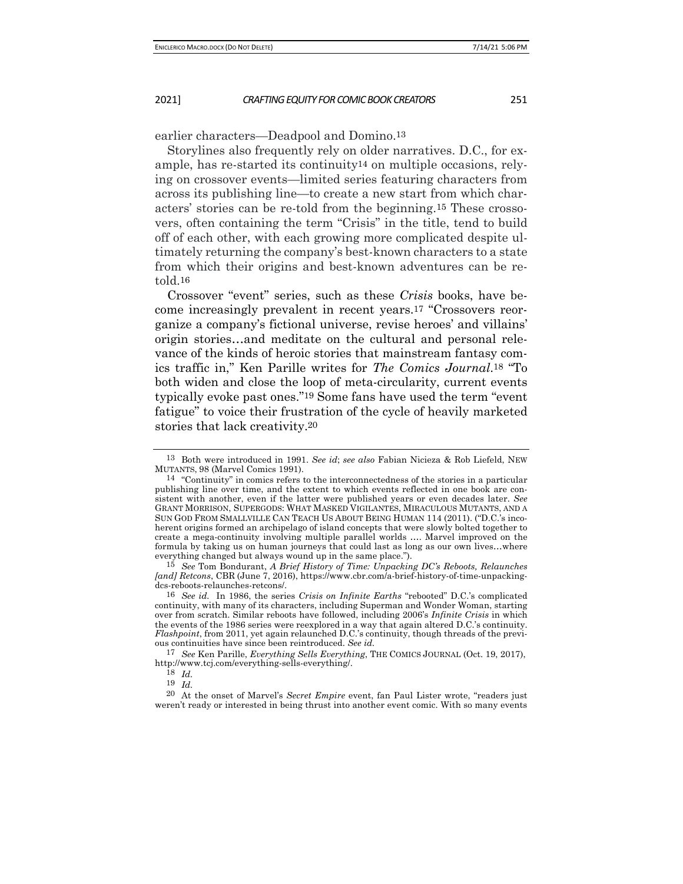earlier characters—Deadpool and Domino.[13]

Storylines also frequently rely on older narratives. D.C., for example, has re-started its continuity[14] on multiple occasions, relying on crossover events—limited series featuring characters from across its publishing line—to create a new start from which characters' stories can be re-told from the beginning.[15] These crossovers, often containing the term "Crisis" in the title, tend to build off of each other, with each growing more complicated despite ultimately returning the company's best-known characters to a state from which their origins and best-known adventures can be retold.[16]

Crossover "event" series, such as these *Crisis* books, have become increasingly prevalent in recent years.[17] "Crossovers reorganize a company's fictional universe, revise heroes' and villains' origin stories…and meditate on the cultural and personal relevance of the kinds of heroic stories that mainstream fantasy comics traffic in," Ken Parille writes for *The Comics Journal*.[18] "To both widen and close the loop of meta-circularity, current events typically evoke past ones."[19] Some fans have used the term "event fatigue" to voice their frustration of the cycle of heavily marketed stories that lack creativity.[20]

---

[13] Both were introduced in 1991. *See id*; *see also* Fabian Nicieza & Rob Liefeld, NEW MUTANTS, 98 (Marvel Comics 1991).

[14] "Continuity" in comics refers to the interconnectedness of the stories in a particular publishing line over time, and the extent to which events reflected in one book are consistent with another, even if the latter were published years or even decades later. *See* GRANT MORRISON, SUPERGODS: WHAT MASKED VIGILANTES, MIRACULOUS MUTANTS, AND A SUN GOD FROM SMALLVILLE CAN TEACH US ABOUT BEING HUMAN 114 (2011). ("D.C.'s incoherent origins formed an archipelago of island concepts that were slowly bolted together to create a mega-continuity involving multiple parallel worlds …. Marvel improved on the formula by taking us on human journeys that could last as long as our own lives…where everything changed but always wound up in the same place.").

[15] *See* Tom Bondurant, *A Brief History of Time: Unpacking DC's Reboots, Relaunches [and] Retcons*, CBR (June 7, 2016), https://www.cbr.com/a-brief-history-of-time-unpacking-dcs-reboots-relaunches-retcons/.

[16] *See id.* In 1986, the series *Crisis on Infinite Earths* "rebooted" D.C.'s complicated continuity, with many of its characters, including Superman and Wonder Woman, starting over from scratch. Similar reboots have followed, including 2006's *Infinite Crisis* in which the events of the 1986 series were reexplored in a way that again altered D.C.'s continuity. *Flashpoint*, from 2011, yet again relaunched D.C.'s continuity, though threads of the previous continuities have since been reintroduced. *See id.*

[17] *See* Ken Parille, *Everything Sells Everything*, THE COMICS JOURNAL (Oct. 19, 2017), http://www.tcj.com/everything-sells-everything/.

[18] *Id.*

[19] *Id.*

[20] At the onset of Marvel's *Secret Empire* event, fan Paul Lister wrote, "readers just weren't ready or interested in being thrust into another event comic. With so many events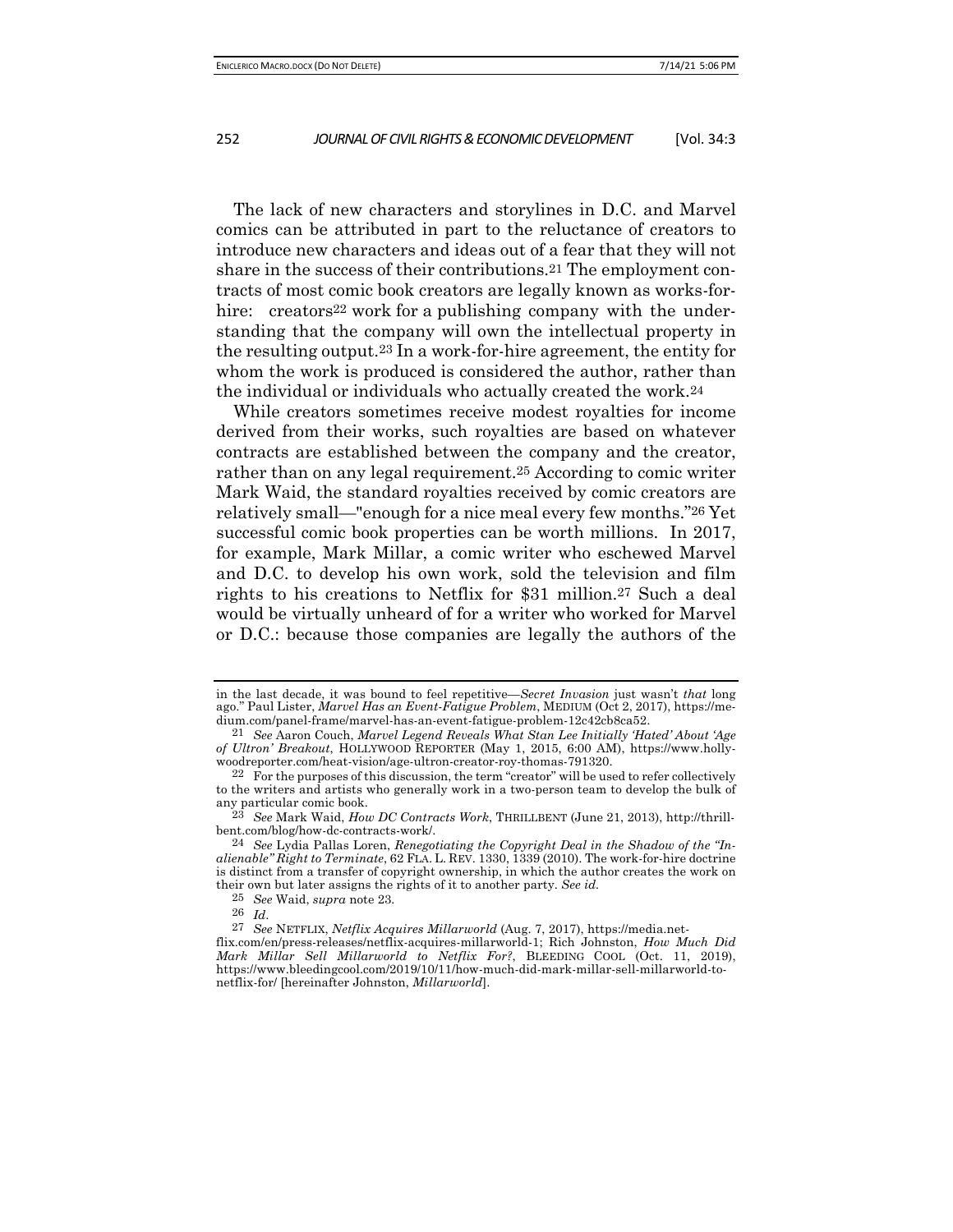The lack of new characters and storylines in D.C. and Marvel comics can be attributed in part to the reluctance of creators to introduce new characters and ideas out of a fear that they will not share in the success of their contributions.[21] The employment contracts of most comic book creators are legally known as works-for-hire: creators[22] work for a publishing company with the understanding that the company will own the intellectual property in the resulting output.[23] In a work-for-hire agreement, the entity for whom the work is produced is considered the author, rather than the individual or individuals who actually created the work.[24]

While creators sometimes receive modest royalties for income derived from their works, such royalties are based on whatever contracts are established between the company and the creator, rather than on any legal requirement.[25] According to comic writer Mark Waid, the standard royalties received by comic creators are relatively small—"enough for a nice meal every few months."[26] Yet successful comic book properties can be worth millions. In 2017, for example, Mark Millar, a comic writer who eschewed Marvel and D.C. to develop his own work, sold the television and film rights to his creations to Netflix for $31 million.[27] Such a deal would be virtually unheard of for a writer who worked for Marvel or D.C.: because those companies are legally the authors of the

---

in the last decade, it was bound to feel repetitive—*Secret Invasion* just wasn't *that* long ago." Paul Lister, *Marvel Has an Event-Fatigue Problem*, MEDIUM (Oct 2, 2017), https://medium.com/panel-frame/marvel-has-an-event-fatigue-problem-12c42cb8ca52.

21 *See* Aaron Couch, *Marvel Legend Reveals What Stan Lee Initially 'Hated' About 'Age of Ultron' Breakout*, HOLLYWOOD REPORTER (May 1, 2015, 6:00 AM), https://www.hollywoodreporter.com/heat-vision/age-ultron-creator-roy-thomas-791320.

22 For the purposes of this discussion, the term "creator" will be used to refer collectively to the writers and artists who generally work in a two-person team to develop the bulk of any particular comic book.

23 *See* Mark Waid, *How DC Contracts Work*, THRILLBENT (June 21, 2013), http://thrillbent.com/blog/how-dc-contracts-work/.

24 *See* Lydia Pallas Loren, *Renegotiating the Copyright Deal in the Shadow of the "Inalienable" Right to Terminate*, 62 FLA. L. REV. 1330, 1339 (2010). The work-for-hire doctrine is distinct from a transfer of copyright ownership, in which the author creates the work on their own but later assigns the rights of it to another party. *See id.*

25 *See* Waid, *supra* note 23.

26 *Id.*

27 *See* NETFLIX, *Netflix Acquires Millarworld* (Aug. 7, 2017), https://media.netflix.com/en/press-releases/netflix-acquires-millarworld-1; Rich Johnston, *How Much Did Mark Millar Sell Millarworld to Netflix For?*, BLEEDING COOL (Oct. 11, 2019), https://www.bleedingcool.com/2019/10/11/how-much-did-mark-millar-sell-millarworld-to-netflix-for/ [hereinafter Johnston, *Millarworld*].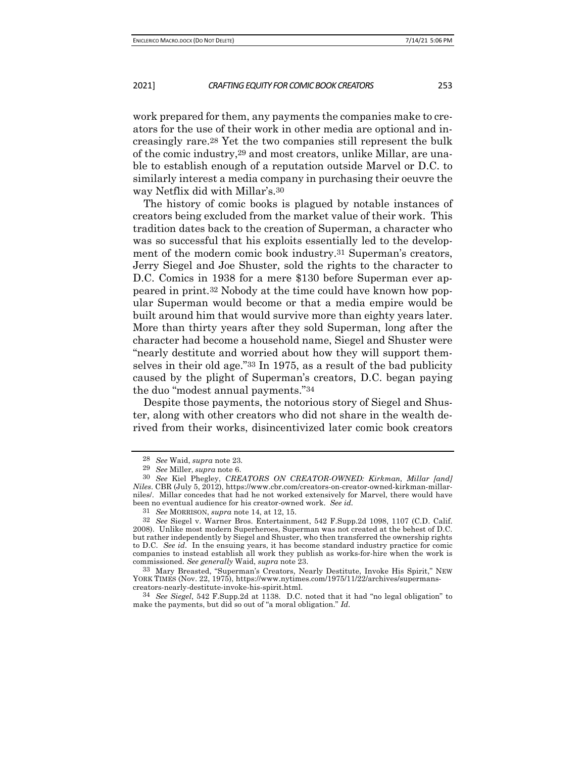work prepared for them, any payments the companies make to creators for the use of their work in other media are optional and increasingly rare.[28] Yet the two companies still represent the bulk of the comic industry,[29] and most creators, unlike Millar, are unable to establish enough of a reputation outside Marvel or D.C. to similarly interest a media company in purchasing their oeuvre the way Netflix did with Millar's.[30]

The history of comic books is plagued by notable instances of creators being excluded from the market value of their work. This tradition dates back to the creation of Superman, a character who was so successful that his exploits essentially led to the development of the modern comic book industry.[31] Superman's creators, Jerry Siegel and Joe Shuster, sold the rights to the character to D.C. Comics in 1938 for a mere $130 before Superman ever appeared in print.[32] Nobody at the time could have known how popular Superman would become or that a media empire would be built around him that would survive more than eighty years later. More than thirty years after they sold Superman, long after the character had become a household name, Siegel and Shuster were "nearly destitute and worried about how they will support themselves in their old age."[33] In 1975, as a result of the bad publicity caused by the plight of Superman's creators, D.C. began paying the duo "modest annual payments."[34]

Despite those payments, the notorious story of Siegel and Shuster, along with other creators who did not share in the wealth derived from their works, disincentivized later comic book creators

---

[28] *See* Waid, *supra* note 23.

[29] *See* Miller, *supra* note 6.

[30] *See* Kiel Phegley, *CREATORS ON CREATOR-OWNED: Kirkman, Millar [and] Niles*. CBR (July 5, 2012), https://www.cbr.com/creators-on-creator-owned-kirkman-millar-niles/. Millar concedes that had he not worked extensively for Marvel, there would have been no eventual audience for his creator-owned work. *See id.*

[31] *See* MORRISON, *supra* note 14, at 12, 15.

[32] *See* Siegel v. Warner Bros. Entertainment, 542 F.Supp.2d 1098, 1107 (C.D. Calif. 2008). Unlike most modern Superheroes, Superman was not created at the behest of D.C. but rather independently by Siegel and Shuster, who then transferred the ownership rights to D.C. *See id.* In the ensuing years, it has become standard industry practice for comic companies to instead establish all work they publish as works-for-hire when the work is commissioned. *See generally* Waid, *supra* note 23.

[33] Mary Breasted, "Superman's Creators, Nearly Destitute, Invoke His Spirit," NEW YORK TIMES (Nov. 22, 1975), https://www.nytimes.com/1975/11/22/archives/supermans-creators-nearly-destitute-invoke-his-spirit.html.

[34] *See Siegel*, 542 F.Supp.2d at 1138. D.C. noted that it had "no legal obligation" to make the payments, but did so out of "a moral obligation." *Id.*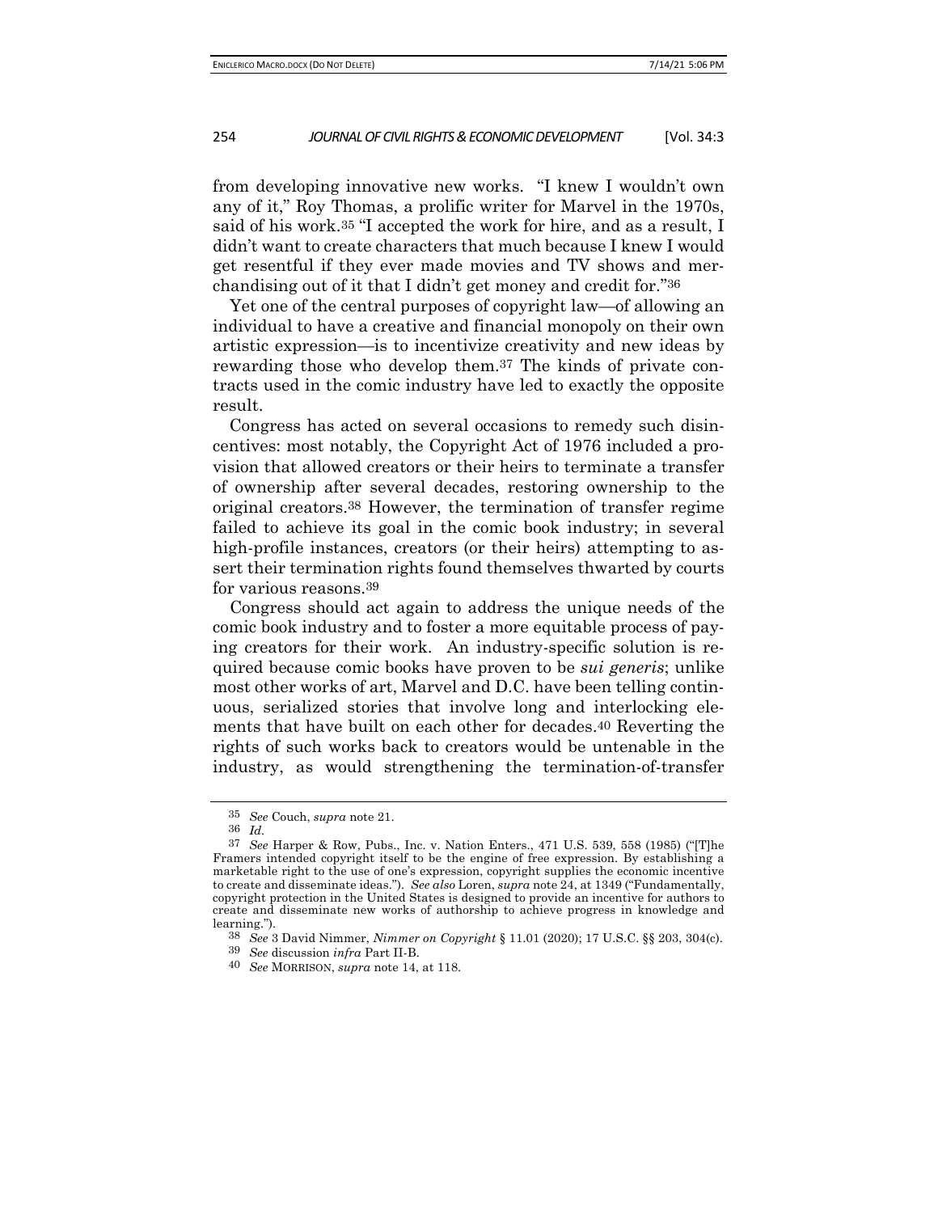from developing innovative new works. "I knew I wouldn't own any of it," Roy Thomas, a prolific writer for Marvel in the 1970s, said of his work.[35] "I accepted the work for hire, and as a result, I didn't want to create characters that much because I knew I would get resentful if they ever made movies and TV shows and merchandising out of it that I didn't get money and credit for."[36]

Yet one of the central purposes of copyright law—of allowing an individual to have a creative and financial monopoly on their own artistic expression—is to incentivize creativity and new ideas by rewarding those who develop them.[37] The kinds of private contracts used in the comic industry have led to exactly the opposite result.

Congress has acted on several occasions to remedy such disincentives: most notably, the Copyright Act of 1976 included a provision that allowed creators or their heirs to terminate a transfer of ownership after several decades, restoring ownership to the original creators.[38] However, the termination of transfer regime failed to achieve its goal in the comic book industry; in several high-profile instances, creators (or their heirs) attempting to assert their termination rights found themselves thwarted by courts for various reasons.[39]

Congress should act again to address the unique needs of the comic book industry and to foster a more equitable process of paying creators for their work. An industry-specific solution is required because comic books have proven to be *sui generis*; unlike most other works of art, Marvel and D.C. have been telling continuous, serialized stories that involve long and interlocking elements that have built on each other for decades.[40] Reverting the rights of such works back to creators would be untenable in the industry, as would strengthening the termination-of-transfer

---

[35] *See* Couch, *supra* note 21.

[36] *Id.*

[37] *See* Harper & Row, Pubs., Inc. v. Nation Enters., 471 U.S. 539, 558 (1985) ("[T]he Framers intended copyright itself to be the engine of free expression. By establishing a marketable right to the use of one's expression, copyright supplies the economic incentive to create and disseminate ideas."). *See also* Loren, *supra* note 24, at 1349 ("Fundamentally, copyright protection in the United States is designed to provide an incentive for authors to create and disseminate new works of authorship to achieve progress in knowledge and learning.").

[38] *See* 3 David Nimmer, *Nimmer on Copyright* § 11.01 (2020); 17 U.S.C. §§ 203, 304(c).

[39] *See* discussion *infra* Part II-B.

[40] *See* MORRISON, *supra* note 14, at 118.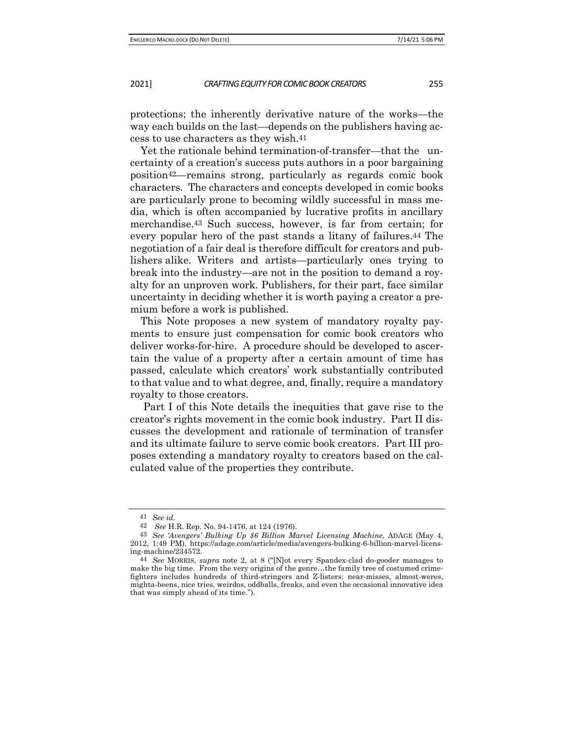protections; the inherently derivative nature of the works—the way each builds on the last—depends on the publishers having access to use characters as they wish.[41]

Yet the rationale behind termination-of-transfer—that the uncertainty of a creation's success puts authors in a poor bargaining position[42]—remains strong, particularly as regards comic book characters. The characters and concepts developed in comic books are particularly prone to becoming wildly successful in mass media, which is often accompanied by lucrative profits in ancillary merchandise.[43] Such success, however, is far from certain; for every popular hero of the past stands a litany of failures.[44] The negotiation of a fair deal is therefore difficult for creators and publishers alike. Writers and artists—particularly ones trying to break into the industry—are not in the position to demand a royalty for an unproven work. Publishers, for their part, face similar uncertainty in deciding whether it is worth paying a creator a premium before a work is published.

This Note proposes a new system of mandatory royalty payments to ensure just compensation for comic book creators who deliver works-for-hire. A procedure should be developed to ascertain the value of a property after a certain amount of time has passed, calculate which creators' work substantially contributed to that value and to what degree, and, finally, require a mandatory royalty to those creators.

Part I of this Note details the inequities that gave rise to the creator's rights movement in the comic book industry. Part II discusses the development and rationale of termination of transfer and its ultimate failure to serve comic book creators. Part III proposes extending a mandatory royalty to creators based on the calculated value of the properties they contribute.

---

41 *See id.*

42 *See* H.R. Rep. No. 94-1476, at 124 (1976).

43 *See 'Avengers' Bulking Up $6 Billion Marvel Licensing Machine,* ADAGE (May 4, 2012, 1:49 PM), https://adage.com/article/media/avengers-bulking-6-billion-marvel-licensing-machine/234572.

44 *See* MORRIS, *supra* note 2, at 8 ("[N]ot every Spandex-clad do-gooder manages to make the big time. From the very origins of the genre…the family tree of costumed crimefighters includes hundreds of third-stringers and Z-listers: near-misses, almost-weres, mighta-beens, nice tries, weirdos, oddballs, freaks, and even the occasional innovative idea that was simply ahead of its time.").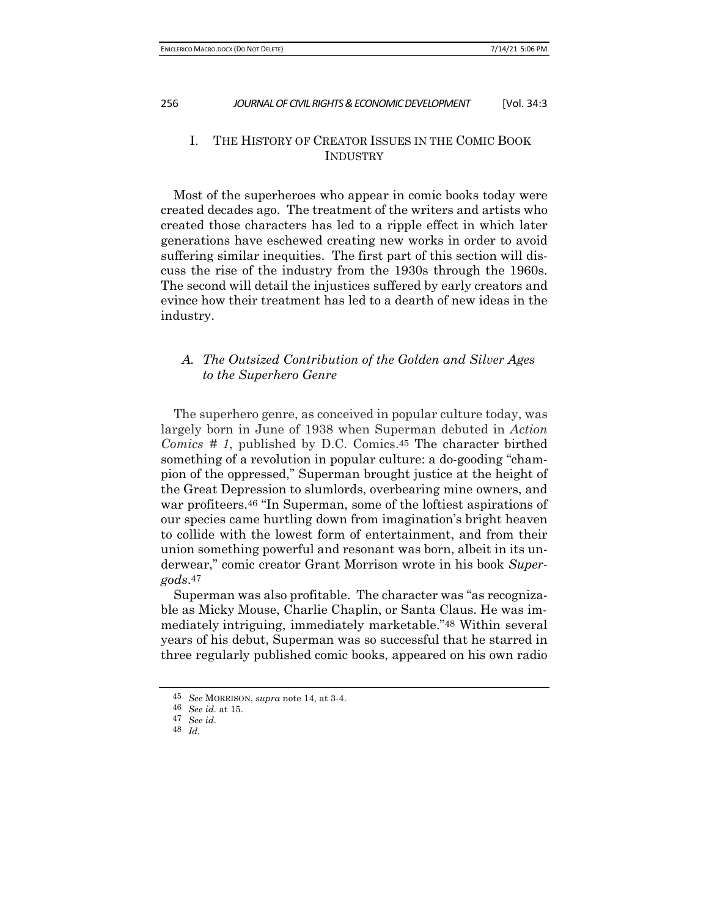# I. THE HISTORY OF CREATOR ISSUES IN THE COMIC BOOK INDUSTRY

Most of the superheroes who appear in comic books today were created decades ago. The treatment of the writers and artists who created those characters has led to a ripple effect in which later generations have eschewed creating new works in order to avoid suffering similar inequities. The first part of this section will discuss the rise of the industry from the 1930s through the 1960s. The second will detail the injustices suffered by early creators and evince how their treatment has led to a dearth of new ideas in the industry.

## *A. The Outsized Contribution of the Golden and Silver Ages to the Superhero Genre*

The superhero genre, as conceived in popular culture today, was largely born in June of 1938 when Superman debuted in *Action Comics # 1*, published by D.C. Comics.[45] The character birthed something of a revolution in popular culture: a do-gooding "champion of the oppressed," Superman brought justice at the height of the Great Depression to slumlords, overbearing mine owners, and war profiteers.[46] "In Superman, some of the loftiest aspirations of our species came hurtling down from imagination's bright heaven to collide with the lowest form of entertainment, and from their union something powerful and resonant was born, albeit in its underwear," comic creator Grant Morrison wrote in his book *Supergods*.[47]

Superman was also profitable. The character was "as recognizable as Micky Mouse, Charlie Chaplin, or Santa Claus. He was immediately intriguing, immediately marketable."[48] Within several years of his debut, Superman was so successful that he starred in three regularly published comic books, appeared on his own radio

---

[45] *See* MORRISON, *supra* note 14, at 3-4.

[46] *See id.* at 15.

[47] *See id.*

[48] *Id.*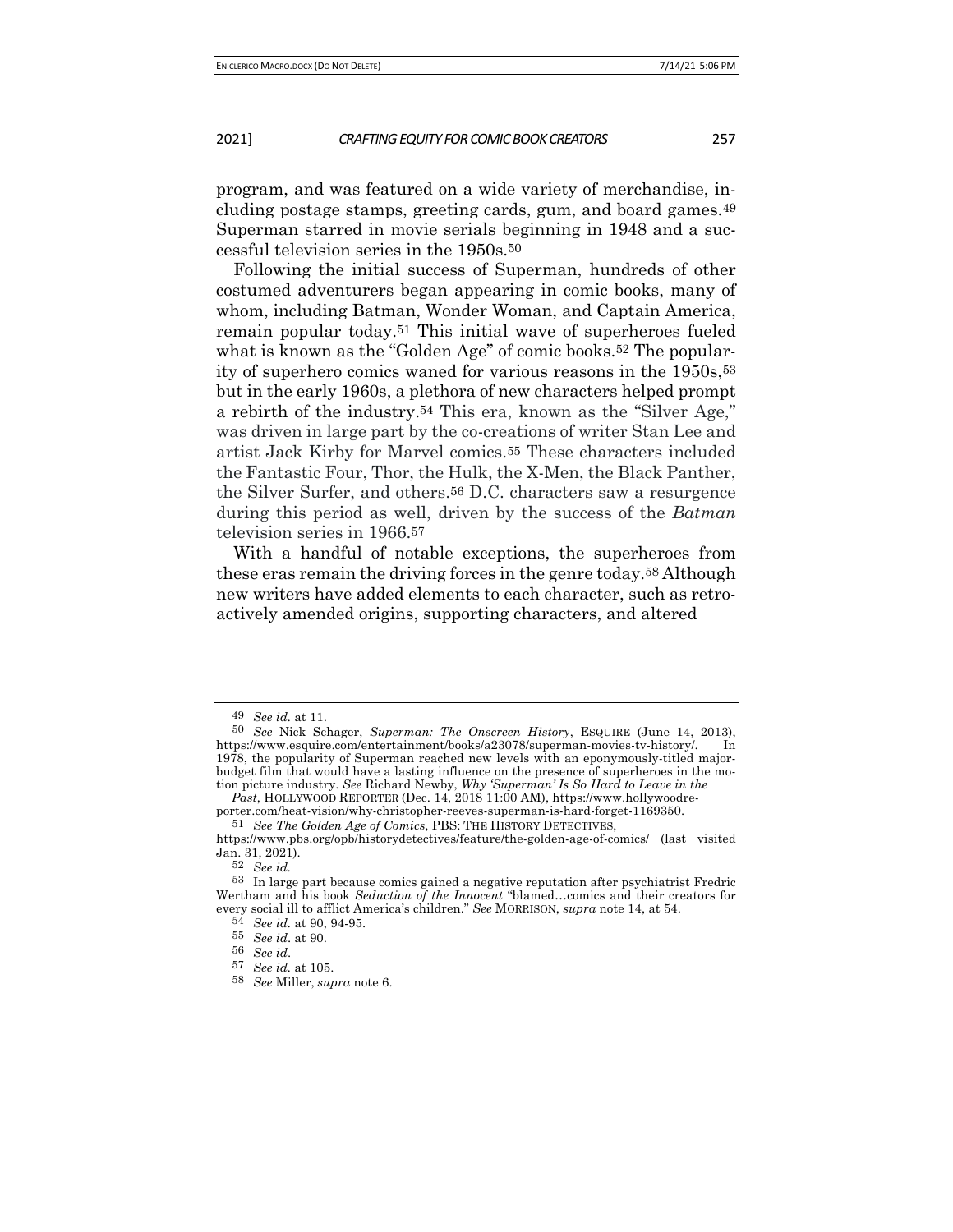program, and was featured on a wide variety of merchandise, including postage stamps, greeting cards, gum, and board games.[49] Superman starred in movie serials beginning in 1948 and a successful television series in the 1950s.[50]

Following the initial success of Superman, hundreds of other costumed adventurers began appearing in comic books, many of whom, including Batman, Wonder Woman, and Captain America, remain popular today.[51] This initial wave of superheroes fueled what is known as the "Golden Age" of comic books.[52] The popularity of superhero comics waned for various reasons in the 1950s,[53] but in the early 1960s, a plethora of new characters helped prompt a rebirth of the industry.[54] This era, known as the "Silver Age," was driven in large part by the co-creations of writer Stan Lee and artist Jack Kirby for Marvel comics.[55] These characters included the Fantastic Four, Thor, the Hulk, the X-Men, the Black Panther, the Silver Surfer, and others.[56] D.C. characters saw a resurgence during this period as well, driven by the success of the *Batman* television series in 1966.[57]

With a handful of notable exceptions, the superheroes from these eras remain the driving forces in the genre today.[58] Although new writers have added elements to each character, such as retroactively amended origins, supporting characters, and altered

---

49 *See id.* at 11.

50 *See* Nick Schager, *Superman: The Onscreen History*, ESQUIRE (June 14, 2013), https://www.esquire.com/entertainment/books/a23078/superman-movies-tv-history/. In 1978, the popularity of Superman reached new levels with an eponymously-titled major-budget film that would have a lasting influence on the presence of superheroes in the motion picture industry. *See* Richard Newby, *Why 'Superman' Is So Hard to Leave in the Past*, HOLLYWOOD REPORTER (Dec. 14, 2018 11:00 AM), https://www.hollywoodreporter.com/heat-vision/why-christopher-reeves-superman-is-hard-forget-1169350.

51 *See The Golden Age of Comics*, PBS: THE HISTORY DETECTIVES, https://www.pbs.org/opb/historydetectives/feature/the-golden-age-of-comics/ (last visited Jan. 31, 2021).

52 *See id.*

53 In large part because comics gained a negative reputation after psychiatrist Fredric Wertham and his book *Seduction of the Innocent* "blamed…comics and their creators for every social ill to afflict America's children." *See* MORRISON, *supra* note 14, at 54.

54 *See id.* at 90, 94-95.

55 *See id.* at 90.

56 *See id.*

57 *See id.* at 105.

58 *See* Miller, *supra* note 6.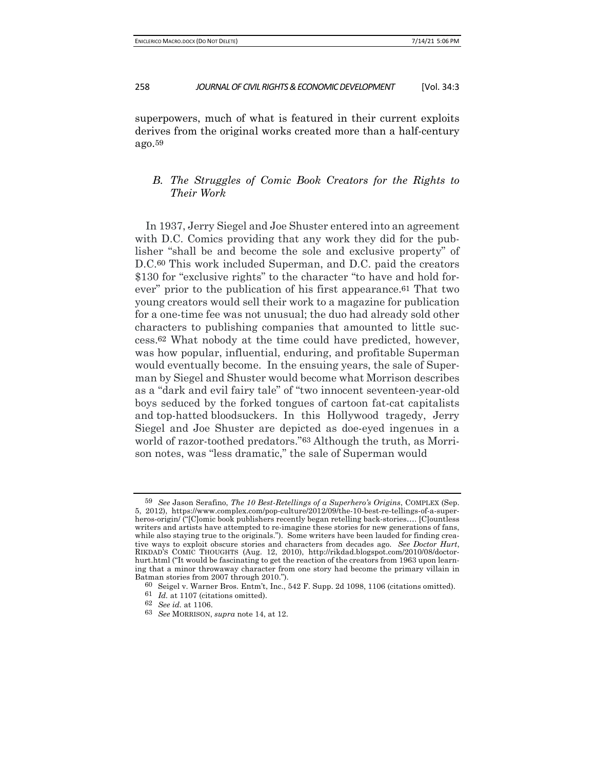superpowers, much of what is featured in their current exploits derives from the original works created more than a half-century ago.[59]

### *B. The Struggles of Comic Book Creators for the Rights to Their Work*

In 1937, Jerry Siegel and Joe Shuster entered into an agreement with D.C. Comics providing that any work they did for the publisher "shall be and become the sole and exclusive property" of D.C.[60] This work included Superman, and D.C. paid the creators $130 for "exclusive rights" to the character "to have and hold forever" prior to the publication of his first appearance.[61] That two young creators would sell their work to a magazine for publication for a one-time fee was not unusual; the duo had already sold other characters to publishing companies that amounted to little success.[62] What nobody at the time could have predicted, however, was how popular, influential, enduring, and profitable Superman would eventually become. In the ensuing years, the sale of Superman by Siegel and Shuster would become what Morrison describes as a "dark and evil fairy tale" of "two innocent seventeen-year-old boys seduced by the forked tongues of cartoon fat-cat capitalists and top-hatted bloodsuckers. In this Hollywood tragedy, Jerry Siegel and Joe Shuster are depicted as doe-eyed ingenues in a world of razor-toothed predators."[63] Although the truth, as Morrison notes, was "less dramatic," the sale of Superman would

---

[59] *See* Jason Serafino, *The 10 Best-Retellings of a Superhero's Origins*, COMPLEX (Sep. 5, 2012), https://www.complex.com/pop-culture/2012/09/the-10-best-re-tellings-of-a-superheros-origin/ ("[C]omic book publishers recently began retelling back-stories…. [C]ountless writers and artists have attempted to re-imagine these stories for new generations of fans, while also staying true to the originals."). Some writers have been lauded for finding creative ways to exploit obscure stories and characters from decades ago. *See Doctor Hurt*, RIKDAD'S COMIC THOUGHTS (Aug. 12, 2010), http://rikdad.blogspot.com/2010/08/doctor-hurt.html ("It would be fascinating to get the reaction of the creators from 1963 upon learning that a minor throwaway character from one story had become the primary villain in Batman stories from 2007 through 2010.").

[60] Seigel v. Warner Bros. Entm't, Inc., 542 F. Supp. 2d 1098, 1106 (citations omitted).

[61] *Id.* at 1107 (citations omitted).

[62] *See id.* at 1106.

[63] *See* MORRISON, *supra* note 14, at 12.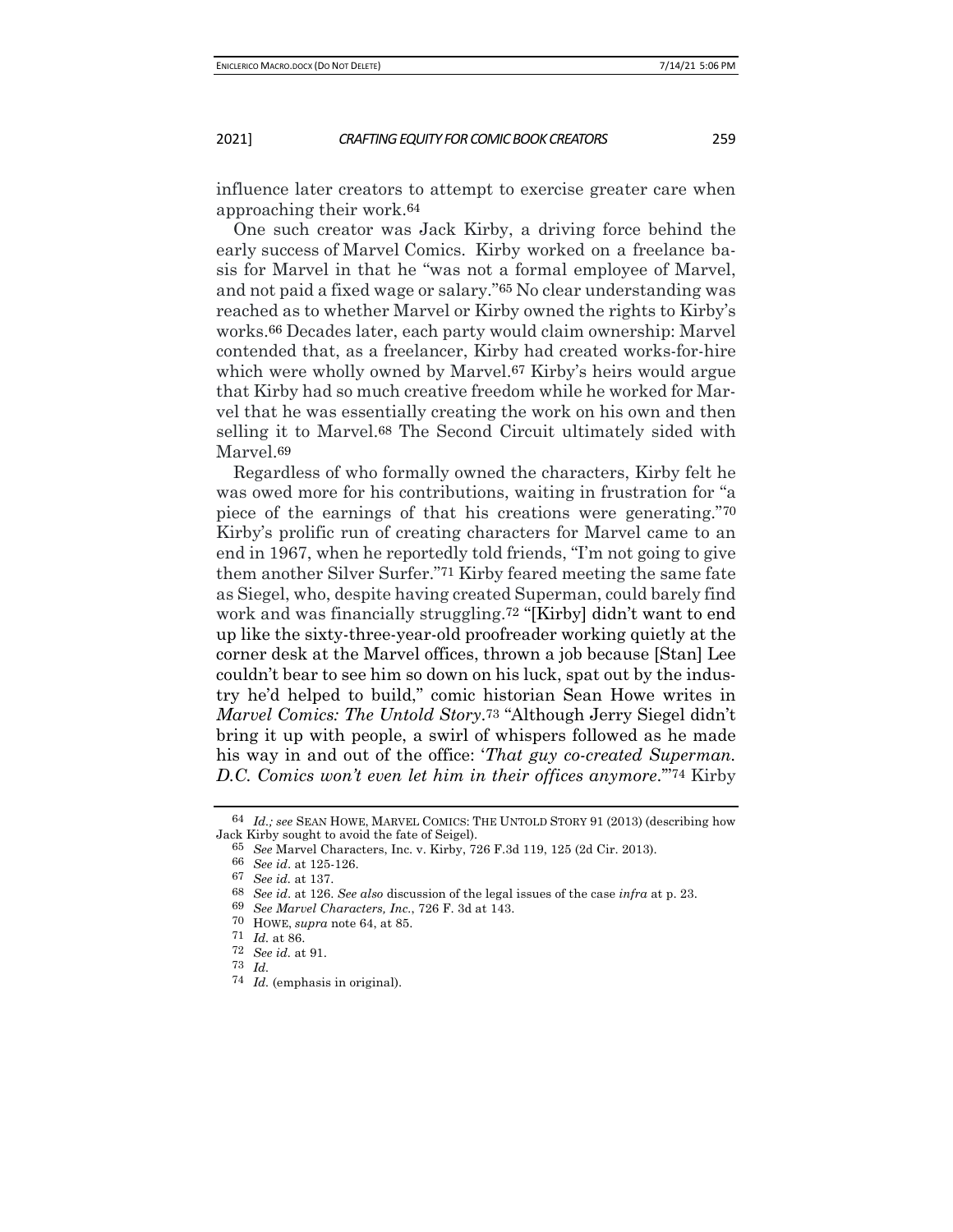influence later creators to attempt to exercise greater care when approaching their work.[64]

One such creator was Jack Kirby, a driving force behind the early success of Marvel Comics. Kirby worked on a freelance basis for Marvel in that he "was not a formal employee of Marvel, and not paid a fixed wage or salary."[65] No clear understanding was reached as to whether Marvel or Kirby owned the rights to Kirby's works.[66] Decades later, each party would claim ownership: Marvel contended that, as a freelancer, Kirby had created works-for-hire which were wholly owned by Marvel.[67] Kirby's heirs would argue that Kirby had so much creative freedom while he worked for Marvel that he was essentially creating the work on his own and then selling it to Marvel.[68] The Second Circuit ultimately sided with Marvel.[69]

Regardless of who formally owned the characters, Kirby felt he was owed more for his contributions, waiting in frustration for "a piece of the earnings of that his creations were generating."[70] Kirby's prolific run of creating characters for Marvel came to an end in 1967, when he reportedly told friends, "I'm not going to give them another Silver Surfer."[71] Kirby feared meeting the same fate as Siegel, who, despite having created Superman, could barely find work and was financially struggling.[72] "[Kirby] didn't want to end up like the sixty-three-year-old proofreader working quietly at the corner desk at the Marvel offices, thrown a job because [Stan] Lee couldn't bear to see him so down on his luck, spat out by the industry he'd helped to build," comic historian Sean Howe writes in *Marvel Comics: The Untold Story*.[73] "Although Jerry Siegel didn't bring it up with people, a swirl of whispers followed as he made his way in and out of the office: '*That guy co-created Superman. D.C. Comics won't even let him in their offices anymore.*'"[74] Kirby

---

[64] *Id.; see* SEAN HOWE, MARVEL COMICS: THE UNTOLD STORY 91 (2013) (describing how Jack Kirby sought to avoid the fate of Seigel).

[65] *See* Marvel Characters, Inc. v. Kirby, 726 F.3d 119, 125 (2d Cir. 2013).

[66] *See id*. at 125-126.

[67] *See id.* at 137.

[68] *See id*. at 126. *See also* discussion of the legal issues of the case *infra* at p. 23.

[69] *See Marvel Characters, Inc.*, 726 F. 3d at 143.

[70] HOWE, *supra* note 64, at 85.

[71] *Id.* at 86.

[72] *See id.* at 91.

[73] *Id.*

[74] *Id.* (emphasis in original).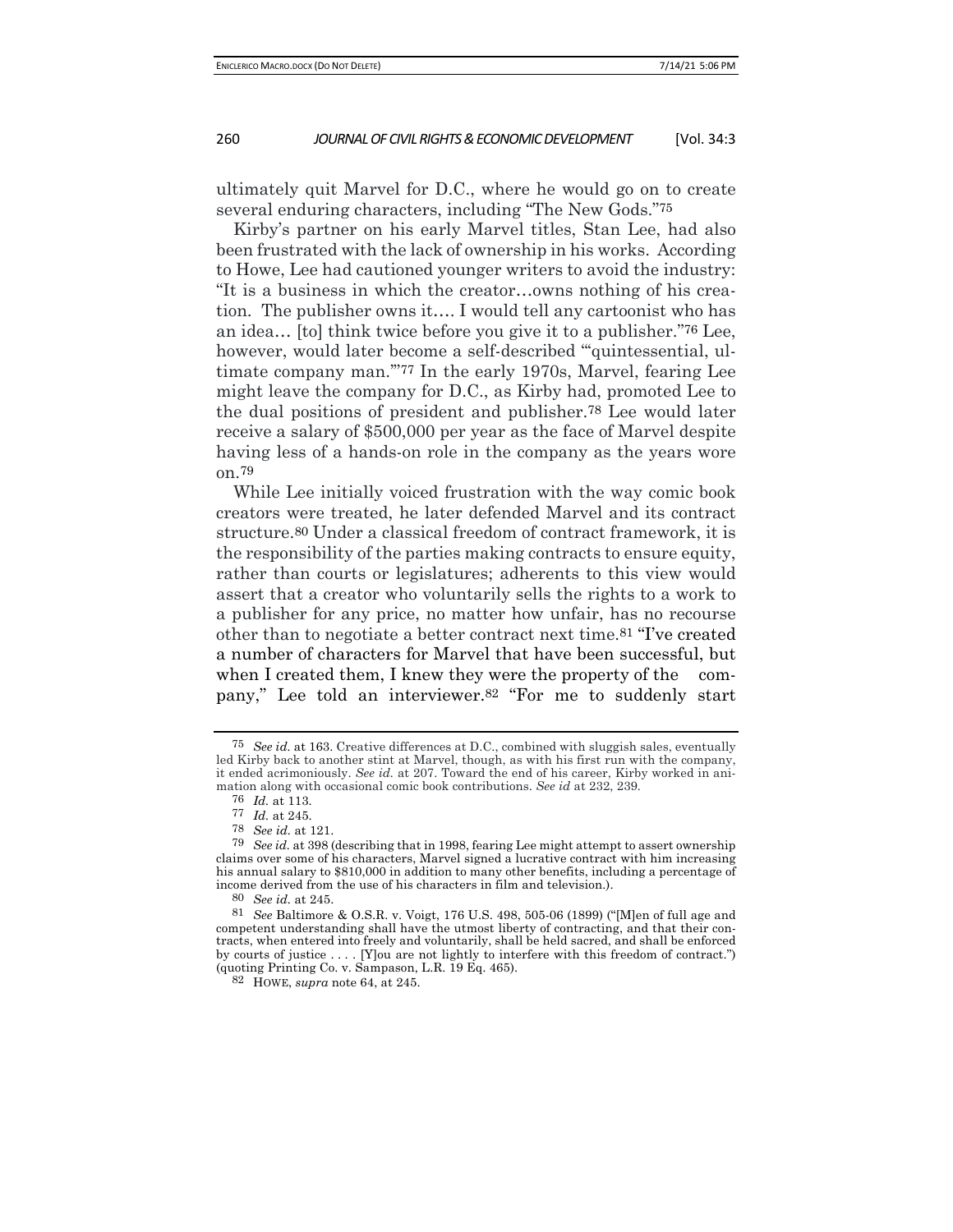ultimately quit Marvel for D.C., where he would go on to create several enduring characters, including "The New Gods."[75]

Kirby's partner on his early Marvel titles, Stan Lee, had also been frustrated with the lack of ownership in his works. According to Howe, Lee had cautioned younger writers to avoid the industry: "It is a business in which the creator…owns nothing of his creation. The publisher owns it…. I would tell any cartoonist who has an idea… [to] think twice before you give it to a publisher."[76] Lee, however, would later become a self-described "'quintessential, ultimate company man.'"[77] In the early 1970s, Marvel, fearing Lee might leave the company for D.C., as Kirby had, promoted Lee to the dual positions of president and publisher.[78] Lee would later receive a salary of $500,000 per year as the face of Marvel despite having less of a hands-on role in the company as the years wore on.[79]

While Lee initially voiced frustration with the way comic book creators were treated, he later defended Marvel and its contract structure.[80] Under a classical freedom of contract framework, it is the responsibility of the parties making contracts to ensure equity, rather than courts or legislatures; adherents to this view would assert that a creator who voluntarily sells the rights to a work to a publisher for any price, no matter how unfair, has no recourse other than to negotiate a better contract next time.[81] "I've created a number of characters for Marvel that have been successful, but when I created them, I knew they were the property of the company," Lee told an interviewer.[82] "For me to suddenly start

---

[75] *See id.* at 163. Creative differences at D.C., combined with sluggish sales, eventually led Kirby back to another stint at Marvel, though, as with his first run with the company, it ended acrimoniously. *See id.* at 207. Toward the end of his career, Kirby worked in animation along with occasional comic book contributions. *See id* at 232, 239.

[76] *Id.* at 113.

[77] *Id.* at 245.

[78] *See id.* at 121.

[79] *See id.* at 398 (describing that in 1998, fearing Lee might attempt to assert ownership claims over some of his characters, Marvel signed a lucrative contract with him increasing his annual salary to $810,000 in addition to many other benefits, including a percentage of income derived from the use of his characters in film and television.).

[80] *See id.* at 245.

[81] *See* Baltimore & O.S.R. v. Voigt, 176 U.S. 498, 505-06 (1899) ("[M]en of full age and competent understanding shall have the utmost liberty of contracting, and that their contracts, when entered into freely and voluntarily, shall be held sacred, and shall be enforced by courts of justice . . . . [Y]ou are not lightly to interfere with this freedom of contract.") (quoting Printing Co. v. Sampason, L.R. 19 Eq. 465).

[82] HOWE, *supra* note 64, at 245.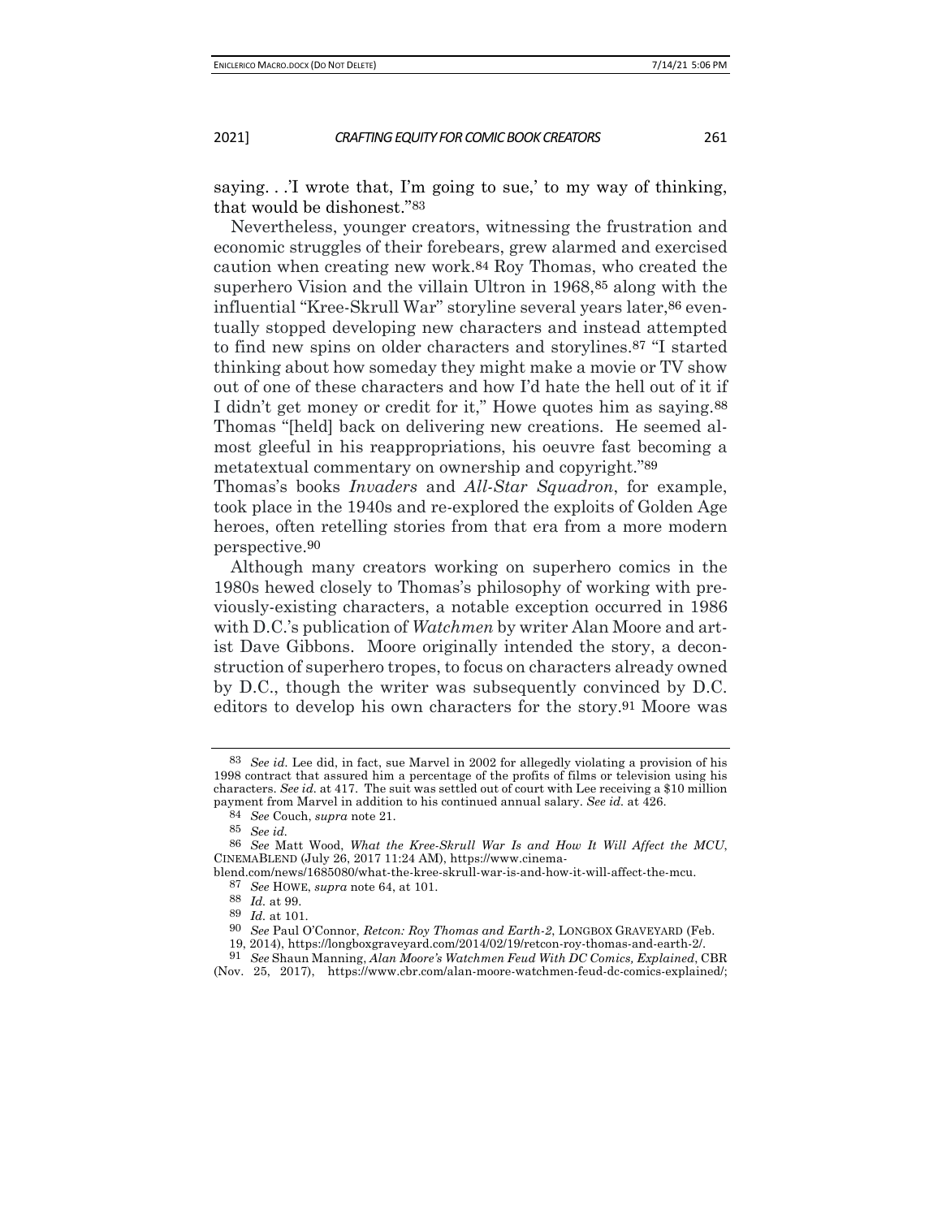saying. . .'I wrote that, I'm going to sue,' to my way of thinking, that would be dishonest."[83]

Nevertheless, younger creators, witnessing the frustration and economic struggles of their forebears, grew alarmed and exercised caution when creating new work.[84] Roy Thomas, who created the superhero Vision and the villain Ultron in 1968,[85] along with the influential "Kree-Skrull War" storyline several years later,[86] eventually stopped developing new characters and instead attempted to find new spins on older characters and storylines.[87] "I started thinking about how someday they might make a movie or TV show out of one of these characters and how I'd hate the hell out of it if I didn't get money or credit for it," Howe quotes him as saying.[88] Thomas "[held] back on delivering new creations. He seemed almost gleeful in his reappropriations, his oeuvre fast becoming a metatextual commentary on ownership and copyright."[89]
Thomas's books *Invaders* and *All-Star Squadron*, for example, took place in the 1940s and re-explored the exploits of Golden Age heroes, often retelling stories from that era from a more modern perspective.[90]

Although many creators working on superhero comics in the 1980s hewed closely to Thomas's philosophy of working with previously-existing characters, a notable exception occurred in 1986 with D.C.'s publication of *Watchmen* by writer Alan Moore and artist Dave Gibbons. Moore originally intended the story, a deconstruction of superhero tropes, to focus on characters already owned by D.C., though the writer was subsequently convinced by D.C. editors to develop his own characters for the story.[91] Moore was

---

[83] *See id.* Lee did, in fact, sue Marvel in 2002 for allegedly violating a provision of his 1998 contract that assured him a percentage of the profits of films or television using his characters. *See id.* at 417. The suit was settled out of court with Lee receiving a $10 million payment from Marvel in addition to his continued annual salary. *See id.* at 426.

[84] *See* Couch, *supra* note 21.

[85] *See id.*

[86] *See* Matt Wood, *What the Kree-Skrull War Is and How It Will Affect the MCU*, CINEMABLEND (July 26, 2017 11:24 AM), https://www.cinemablend.com/news/1685080/what-the-kree-skrull-war-is-and-how-it-will-affect-the-mcu.

[87] *See* HOWE, *supra* note 64, at 101.

[88] *Id.* at 99.

[89] *Id.* at 101.

[90] *See* Paul O'Connor, *Retcon: Roy Thomas and Earth-2*, LONGBOX GRAVEYARD (Feb. 19, 2014), https://longboxgraveyard.com/2014/02/19/retcon-roy-thomas-and-earth-2/.

[91] *See* Shaun Manning, *Alan Moore's Watchmen Feud With DC Comics, Explained*, CBR (Nov. 25, 2017), https://www.cbr.com/alan-moore-watchmen-feud-dc-comics-explained/;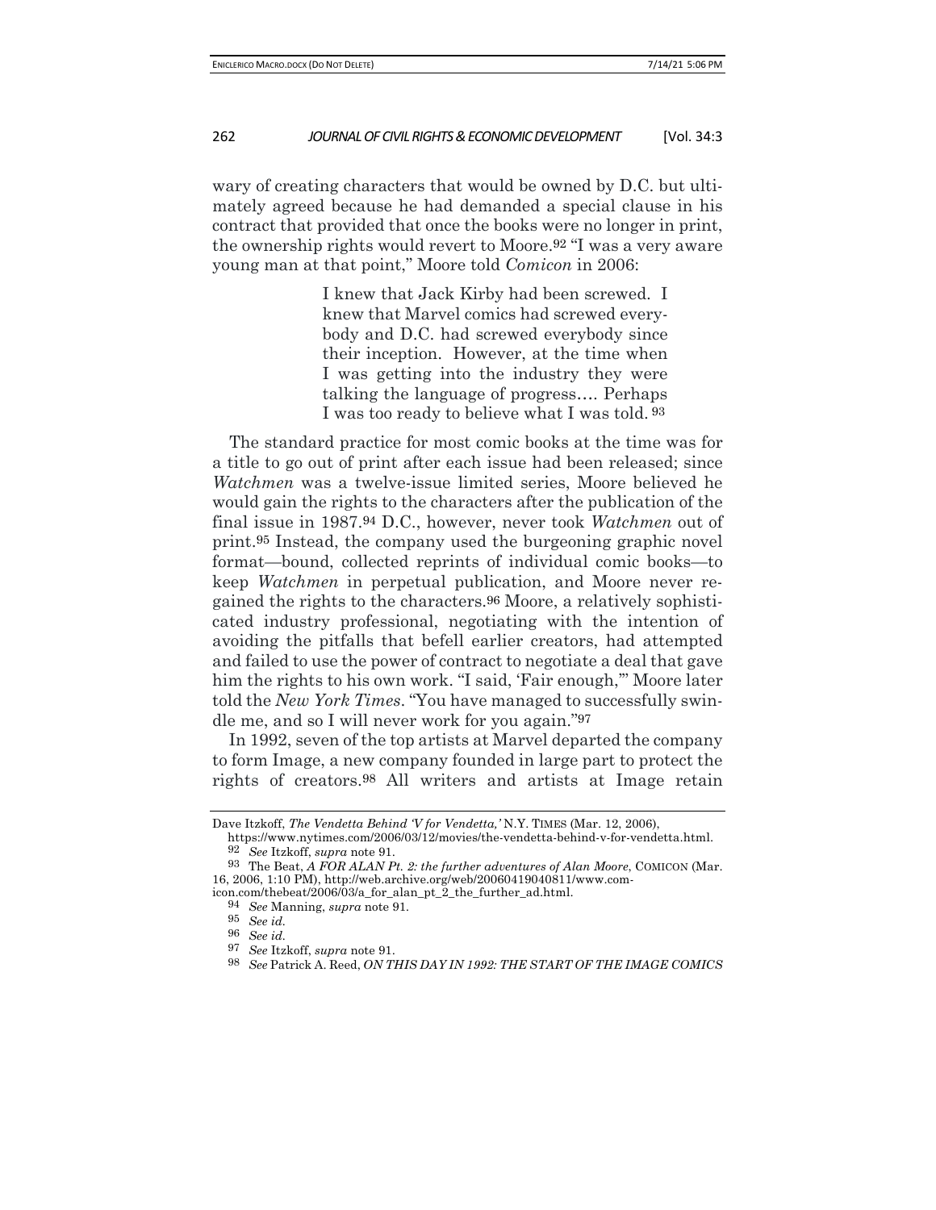wary of creating characters that would be owned by D.C. but ultimately agreed because he had demanded a special clause in his contract that provided that once the books were no longer in print, the ownership rights would revert to Moore.[92] "I was a very aware young man at that point," Moore told *Comicon* in 2006:

> I knew that Jack Kirby had been screwed. I knew that Marvel comics had screwed everybody and D.C. had screwed everybody since their inception. However, at the time when I was getting into the industry they were talking the language of progress.... Perhaps I was too ready to believe what I was told.[93]

The standard practice for most comic books at the time was for a title to go out of print after each issue had been released; since *Watchmen* was a twelve-issue limited series, Moore believed he would gain the rights to the characters after the publication of the final issue in 1987.[94] D.C., however, never took *Watchmen* out of print.[95] Instead, the company used the burgeoning graphic novel format—bound, collected reprints of individual comic books—to keep *Watchmen* in perpetual publication, and Moore never regained the rights to the characters.[96] Moore, a relatively sophisticated industry professional, negotiating with the intention of avoiding the pitfalls that befell earlier creators, had attempted and failed to use the power of contract to negotiate a deal that gave him the rights to his own work. "I said, 'Fair enough,'" Moore later told the *New York Times*. "You have managed to successfully swindle me, and so I will never work for you again."[97]

In 1992, seven of the top artists at Marvel departed the company to form Image, a new company founded in large part to protect the rights of creators.[98] All writers and artists at Image retain

---

Dave Itzkoff, *The Vendetta Behind 'V for Vendetta,'* N.Y. TIMES (Mar. 12, 2006), https://www.nytimes.com/2006/03/12/movies/the-vendetta-behind-v-for-vendetta.html.

[92] *See* Itzkoff, *supra* note 91.

[93] The Beat, *A FOR ALAN Pt. 2: the further adventures of Alan Moore*, COMICON (Mar. 16, 2006, 1:10 PM), http://web.archive.org/web/20060419040811/www.comicon.com/thebeat/2006/03/a_for_alan_pt_2_the_further_ad.html.

[94] *See* Manning, *supra* note 91.

[95] *See id.*

[96] *See id.*

[97] *See* Itzkoff, *supra* note 91.

[98] *See* Patrick A. Reed, *ON THIS DAY IN 1992: THE START OF THE IMAGE COMICS*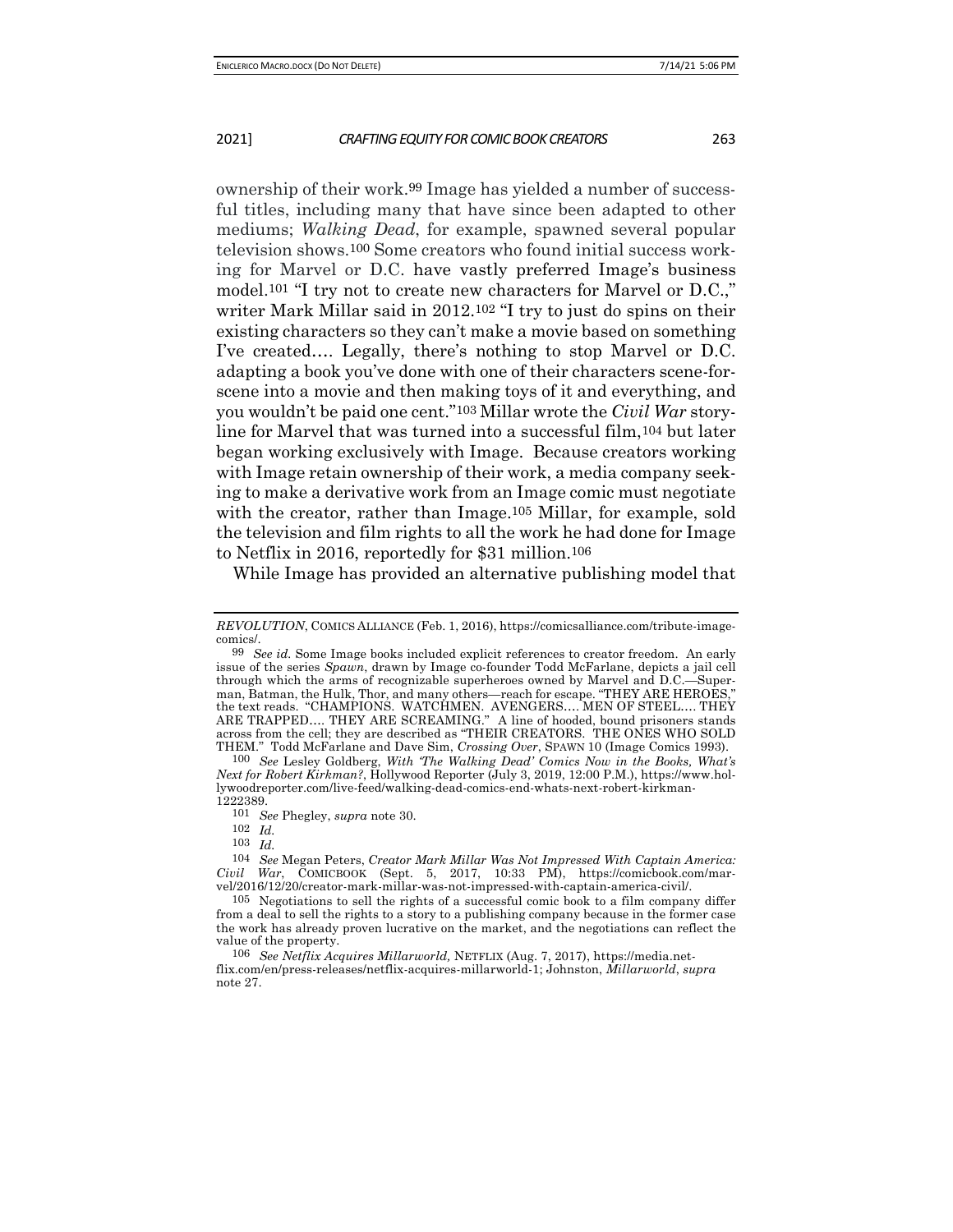ownership of their work.[99] Image has yielded a number of successful titles, including many that have since been adapted to other mediums; *Walking Dead*, for example, spawned several popular television shows.[100] Some creators who found initial success working for Marvel or D.C. have vastly preferred Image's business model.[101] "I try not to create new characters for Marvel or D.C.," writer Mark Millar said in 2012.[102] "I try to just do spins on their existing characters so they can't make a movie based on something I've created.… Legally, there's nothing to stop Marvel or D.C. adapting a book you've done with one of their characters scene-for-scene into a movie and then making toys of it and everything, and you wouldn't be paid one cent."[103] Millar wrote the *Civil War* storyline for Marvel that was turned into a successful film,[104] but later began working exclusively with Image. Because creators working with Image retain ownership of their work, a media company seeking to make a derivative work from an Image comic must negotiate with the creator, rather than Image.[105] Millar, for example, sold the television and film rights to all the work he had done for Image to Netflix in 2016, reportedly for $31 million.[106]

While Image has provided an alternative publishing model that

---

*REVOLUTION*, COMICS ALLIANCE (Feb. 1, 2016), https://comicsalliance.com/tribute-image-comics/.

[99] *See id.* Some Image books included explicit references to creator freedom. An early issue of the series *Spawn*, drawn by Image co-founder Todd McFarlane, depicts a jail cell through which the arms of recognizable superheroes owned by Marvel and D.C.—Superman, Batman, the Hulk, Thor, and many others—reach for escape. "THEY ARE HEROES," the text reads. "CHAMPIONS. WATCHMEN. AVENGERS.… MEN OF STEEL.… THEY ARE TRAPPED.… THEY ARE SCREAMING." A line of hooded, bound prisoners stands across from the cell; they are described as "THEIR CREATORS. THE ONES WHO SOLD THEM." Todd McFarlane and Dave Sim, *Crossing Over*, SPAWN 10 (Image Comics 1993).

[100] *See* Lesley Goldberg, *With 'The Walking Dead' Comics Now in the Books, What's Next for Robert Kirkman?*, Hollywood Reporter (July 3, 2019, 12:00 P.M.), https://www.hollywoodreporter.com/live-feed/walking-dead-comics-end-whats-next-robert-kirkman-1222389.

[101] *See* Phegley, *supra* note 30.

[102] *Id.*

[103] *Id.*

[104] *See* Megan Peters, *Creator Mark Millar Was Not Impressed With Captain America: Civil War*, COMICBOOK (Sept. 5, 2017, 10:33 PM), https://comicbook.com/marvel/2016/12/20/creator-mark-millar-was-not-impressed-with-captain-america-civil/.

[105] Negotiations to sell the rights of a successful comic book to a film company differ from a deal to sell the rights to a story to a publishing company because in the former case the work has already proven lucrative on the market, and the negotiations can reflect the value of the property.

[106] *See Netflix Acquires Millarworld,* NETFLIX (Aug. 7, 2017), https://media.netflix.com/en/press-releases/netflix-acquires-millarworld-1; Johnston, *Millarworld*, *supra* note 27.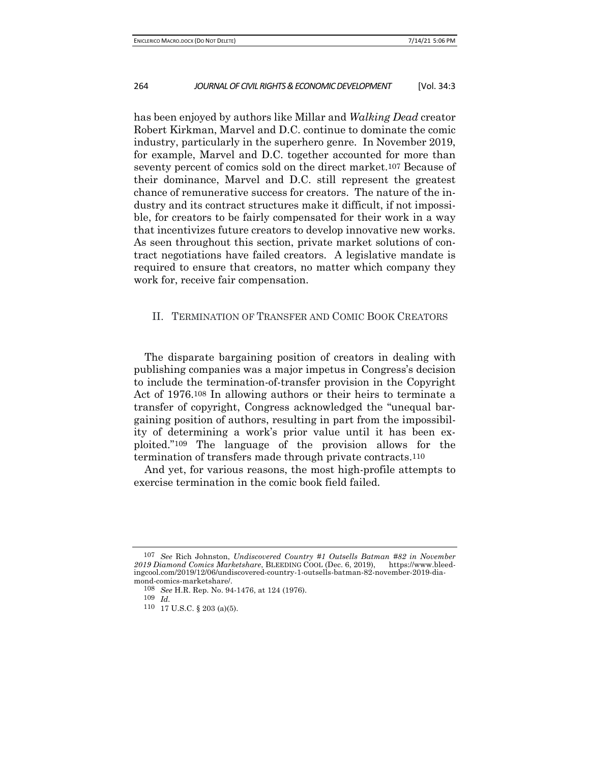has been enjoyed by authors like Millar and *Walking Dead* creator Robert Kirkman, Marvel and D.C. continue to dominate the comic industry, particularly in the superhero genre. In November 2019, for example, Marvel and D.C. together accounted for more than seventy percent of comics sold on the direct market.[107] Because of their dominance, Marvel and D.C. still represent the greatest chance of remunerative success for creators. The nature of the industry and its contract structures make it difficult, if not impossible, for creators to be fairly compensated for their work in a way that incentivizes future creators to develop innovative new works. As seen throughout this section, private market solutions of contract negotiations have failed creators. A legislative mandate is required to ensure that creators, no matter which company they work for, receive fair compensation.

## II. TERMINATION OF TRANSFER AND COMIC BOOK CREATORS

The disparate bargaining position of creators in dealing with publishing companies was a major impetus in Congress's decision to include the termination-of-transfer provision in the Copyright Act of 1976.[108] In allowing authors or their heirs to terminate a transfer of copyright, Congress acknowledged the "unequal bargaining position of authors, resulting in part from the impossibility of determining a work's prior value until it has been exploited."[109] The language of the provision allows for the termination of transfers made through private contracts.[110]

And yet, for various reasons, the most high-profile attempts to exercise termination in the comic book field failed.

---

107 *See* Rich Johnston, *Undiscovered Country #1 Outsells Batman #82 in November 2019 Diamond Comics Marketshare*, BLEEDING COOL (Dec. 6, 2019), https://www.bleedingcool.com/2019/12/06/undiscovered-country-1-outsells-batman-82-november-2019-diamond-comics-marketshare/.

108 *See* H.R. Rep. No. 94-1476, at 124 (1976).

109 *Id.*

110 17 U.S.C. § 203 (a)(5).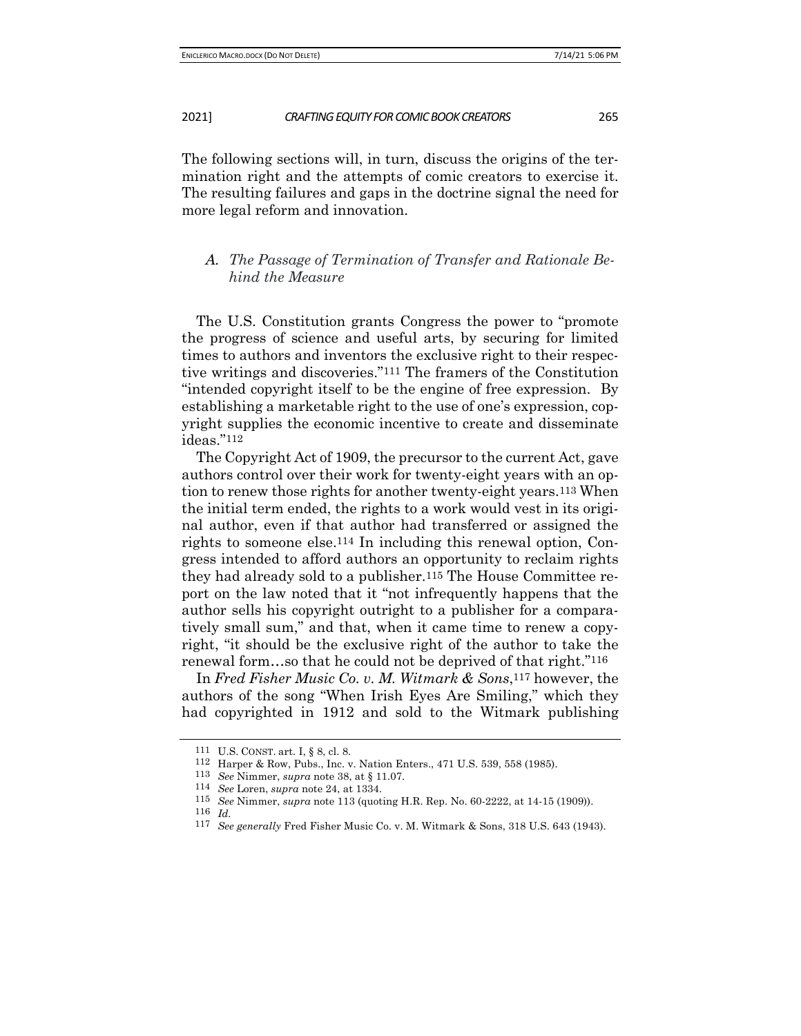The following sections will, in turn, discuss the origins of the termination right and the attempts of comic creators to exercise it. The resulting failures and gaps in the doctrine signal the need for more legal reform and innovation.

### *A. The Passage of Termination of Transfer and Rationale Behind the Measure*

The U.S. Constitution grants Congress the power to "promote the progress of science and useful arts, by securing for limited times to authors and inventors the exclusive right to their respective writings and discoveries."[111] The framers of the Constitution "intended copyright itself to be the engine of free expression. By establishing a marketable right to the use of one's expression, copyright supplies the economic incentive to create and disseminate ideas."[112]

The Copyright Act of 1909, the precursor to the current Act, gave authors control over their work for twenty-eight years with an option to renew those rights for another twenty-eight years.[113] When the initial term ended, the rights to a work would vest in its original author, even if that author had transferred or assigned the rights to someone else.[114] In including this renewal option, Congress intended to afford authors an opportunity to reclaim rights they had already sold to a publisher.[115] The House Committee report on the law noted that it "not infrequently happens that the author sells his copyright outright to a publisher for a comparatively small sum," and that, when it came time to renew a copyright, "it should be the exclusive right of the author to take the renewal form…so that he could not be deprived of that right."[116]

In *Fred Fisher Music Co. v. M. Witmark & Sons*,[117] however, the authors of the song "When Irish Eyes Are Smiling," which they had copyrighted in 1912 and sold to the Witmark publishing

---

111 U.S. CONST. art. I, § 8, cl. 8.

112 Harper & Row, Pubs., Inc. v. Nation Enters., 471 U.S. 539, 558 (1985).

113 *See* Nimmer, *supra* note 38, at § 11.07.

114 *See* Loren, *supra* note 24, at 1334.

115 *See* Nimmer, *supra* note 113 (quoting H.R. Rep. No. 60-2222, at 14-15 (1909)).

116 *Id.*

117 *See generally* Fred Fisher Music Co. v. M. Witmark & Sons, 318 U.S. 643 (1943).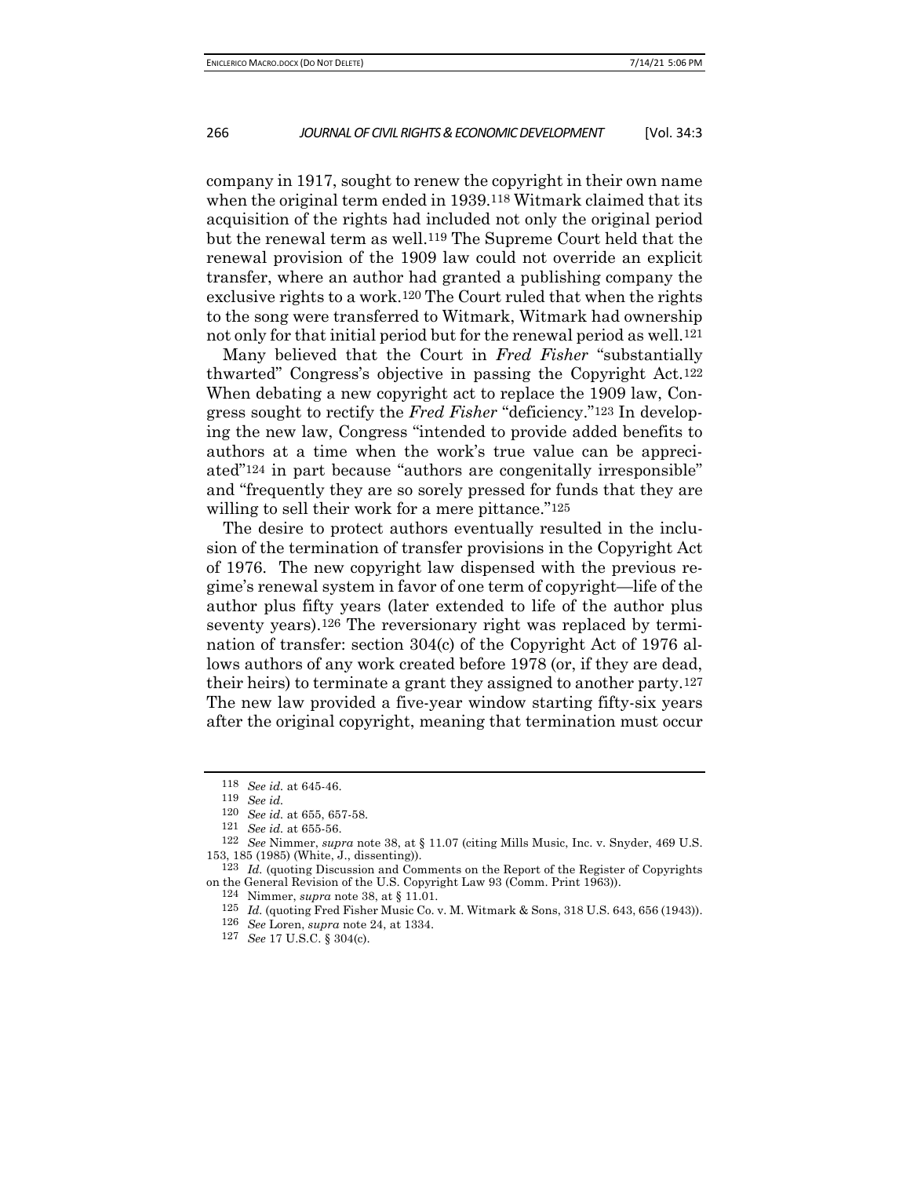company in 1917, sought to renew the copyright in their own name when the original term ended in 1939.[118] Witmark claimed that its acquisition of the rights had included not only the original period but the renewal term as well.[119] The Supreme Court held that the renewal provision of the 1909 law could not override an explicit transfer, where an author had granted a publishing company the exclusive rights to a work.[120] The Court ruled that when the rights to the song were transferred to Witmark, Witmark had ownership not only for that initial period but for the renewal period as well.[121]

Many believed that the Court in *Fred Fisher* "substantially thwarted" Congress's objective in passing the Copyright Act.[122] When debating a new copyright act to replace the 1909 law, Congress sought to rectify the *Fred Fisher* "deficiency."[123] In developing the new law, Congress "intended to provide added benefits to authors at a time when the work's true value can be appreciated"[124] in part because "authors are congenitally irresponsible" and "frequently they are so sorely pressed for funds that they are willing to sell their work for a mere pittance."[125]

The desire to protect authors eventually resulted in the inclusion of the termination of transfer provisions in the Copyright Act of 1976. The new copyright law dispensed with the previous regime's renewal system in favor of one term of copyright—life of the author plus fifty years (later extended to life of the author plus seventy years).[126] The reversionary right was replaced by termination of transfer: section 304(c) of the Copyright Act of 1976 allows authors of any work created before 1978 (or, if they are dead, their heirs) to terminate a grant they assigned to another party.[127] The new law provided a five-year window starting fifty-six years after the original copyright, meaning that termination must occur

---

118 *See id.* at 645-46.

119 *See id.*

120 *See id.* at 655, 657-58.

121 *See id.* at 655-56.

122 *See* Nimmer, *supra* note 38, at § 11.07 (citing Mills Music, Inc. v. Snyder, 469 U.S. 153, 185 (1985) (White, J., dissenting)).

123 *Id.* (quoting Discussion and Comments on the Report of the Register of Copyrights on the General Revision of the U.S. Copyright Law 93 (Comm. Print 1963)).

124 Nimmer, *supra* note 38, at § 11.01.

125 *Id.* (quoting Fred Fisher Music Co. v. M. Witmark & Sons, 318 U.S. 643, 656 (1943)).

126 *See* Loren, *supra* note 24, at 1334.

127 *See* 17 U.S.C. § 304(c).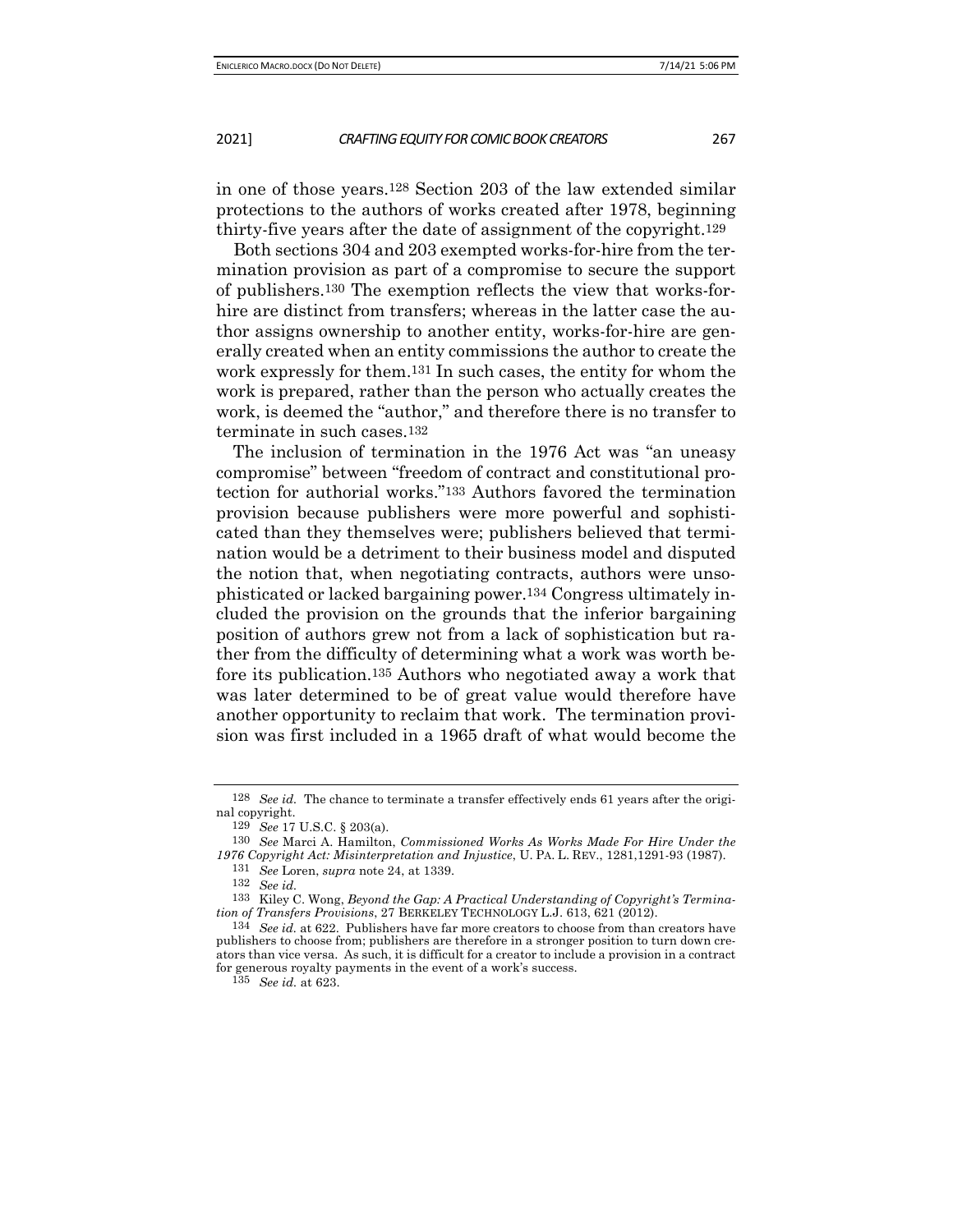in one of those years.[128] Section 203 of the law extended similar protections to the authors of works created after 1978, beginning thirty-five years after the date of assignment of the copyright.[129]

Both sections 304 and 203 exempted works-for-hire from the termination provision as part of a compromise to secure the support of publishers.[130] The exemption reflects the view that works-for-hire are distinct from transfers; whereas in the latter case the author assigns ownership to another entity, works-for-hire are generally created when an entity commissions the author to create the work expressly for them.[131] In such cases, the entity for whom the work is prepared, rather than the person who actually creates the work, is deemed the "author," and therefore there is no transfer to terminate in such cases.[132]

The inclusion of termination in the 1976 Act was "an uneasy compromise" between "freedom of contract and constitutional protection for authorial works."[133] Authors favored the termination provision because publishers were more powerful and sophisticated than they themselves were; publishers believed that termination would be a detriment to their business model and disputed the notion that, when negotiating contracts, authors were unsophisticated or lacked bargaining power.[134] Congress ultimately included the provision on the grounds that the inferior bargaining position of authors grew not from a lack of sophistication but rather from the difficulty of determining what a work was worth before its publication.[135] Authors who negotiated away a work that was later determined to be of great value would therefore have another opportunity to reclaim that work. The termination provision was first included in a 1965 draft of what would become the

---

[128] *See id.* The chance to terminate a transfer effectively ends 61 years after the original copyright.

[129] *See* 17 U.S.C. § 203(a).

[130] *See* Marci A. Hamilton, *Commissioned Works As Works Made For Hire Under the 1976 Copyright Act: Misinterpretation and Injustice*, U. PA. L. REV., 1281,1291-93 (1987).

[131] *See* Loren, *supra* note 24, at 1339.

[132] *See id.*

[133] Kiley C. Wong, *Beyond the Gap: A Practical Understanding of Copyright's Termination of Transfers Provisions*, 27 BERKELEY TECHNOLOGY L.J. 613, 621 (2012).

[134] *See id.* at 622. Publishers have far more creators to choose from than creators have publishers to choose from; publishers are therefore in a stronger position to turn down creators than vice versa. As such, it is difficult for a creator to include a provision in a contract for generous royalty payments in the event of a work's success.

[135] *See id.* at 623.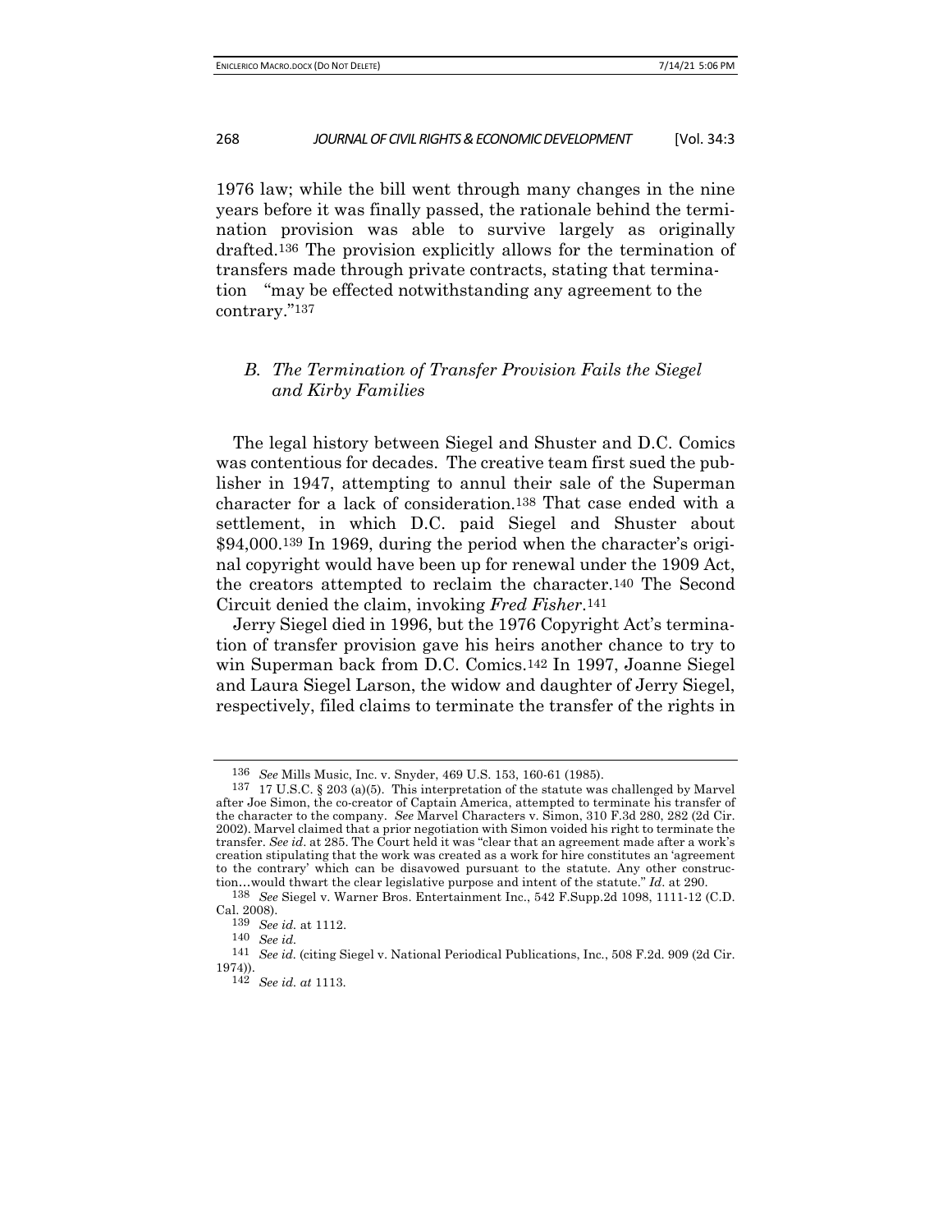1976 law; while the bill went through many changes in the nine years before it was finally passed, the rationale behind the termination provision was able to survive largely as originally drafted.[136] The provision explicitly allows for the termination of transfers made through private contracts, stating that termination "may be effected notwithstanding any agreement to the contrary."[137]

### *B. The Termination of Transfer Provision Fails the Siegel and Kirby Families*

The legal history between Siegel and Shuster and D.C. Comics was contentious for decades. The creative team first sued the publisher in 1947, attempting to annul their sale of the Superman character for a lack of consideration.[138] That case ended with a settlement, in which D.C. paid Siegel and Shuster about $94,000.[139] In 1969, during the period when the character's original copyright would have been up for renewal under the 1909 Act, the creators attempted to reclaim the character.[140] The Second Circuit denied the claim, invoking *Fred Fisher*.[141]

Jerry Siegel died in 1996, but the 1976 Copyright Act's termination of transfer provision gave his heirs another chance to try to win Superman back from D.C. Comics.[142] In 1997, Joanne Siegel and Laura Siegel Larson, the widow and daughter of Jerry Siegel, respectively, filed claims to terminate the transfer of the rights in

---

136 *See* Mills Music, Inc. v. Snyder, 469 U.S. 153, 160-61 (1985).

137 17 U.S.C. § 203 (a)(5). This interpretation of the statute was challenged by Marvel after Joe Simon, the co-creator of Captain America, attempted to terminate his transfer of the character to the company. *See* Marvel Characters v. Simon, 310 F.3d 280, 282 (2d Cir. 2002). Marvel claimed that a prior negotiation with Simon voided his right to terminate the transfer. *See id.* at 285. The Court held it was "clear that an agreement made after a work's creation stipulating that the work was created as a work for hire constitutes an 'agreement to the contrary' which can be disavowed pursuant to the statute. Any other construction…would thwart the clear legislative purpose and intent of the statute." *Id.* at 290.

138 *See* Siegel v. Warner Bros. Entertainment Inc., 542 F.Supp.2d 1098, 1111-12 (C.D. Cal. 2008).

139 *See id.* at 1112.

140 *See id.*

141 *See id.* (citing Siegel v. National Periodical Publications, Inc., 508 F.2d. 909 (2d Cir. 1974)).

142 *See id. at* 1113.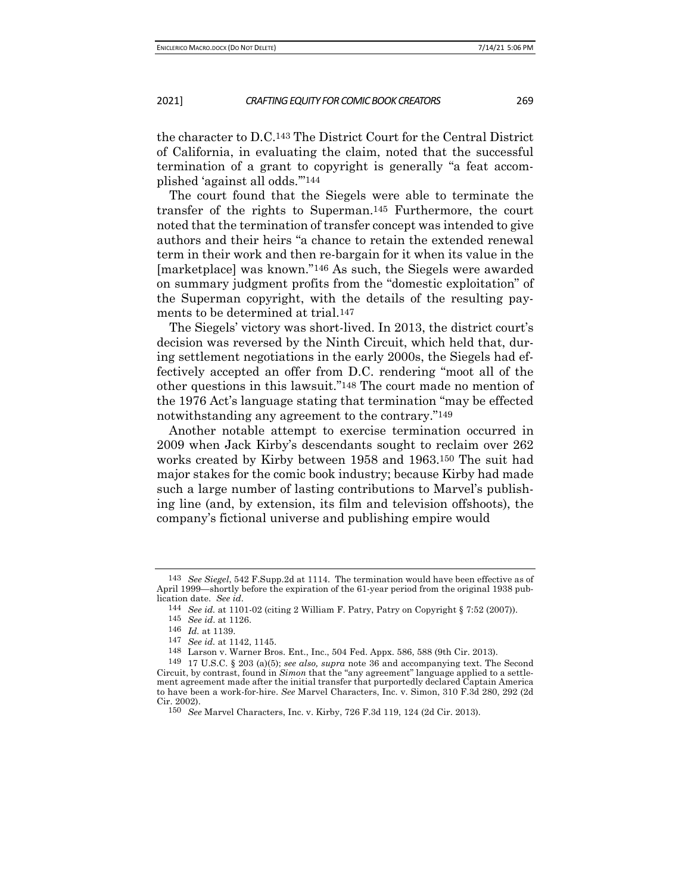the character to D.C.[143] The District Court for the Central District of California, in evaluating the claim, noted that the successful termination of a grant to copyright is generally "a feat accomplished 'against all odds.'"[144]

The court found that the Siegels were able to terminate the transfer of the rights to Superman.[145] Furthermore, the court noted that the termination of transfer concept was intended to give authors and their heirs "a chance to retain the extended renewal term in their work and then re-bargain for it when its value in the [marketplace] was known."[146] As such, the Siegels were awarded on summary judgment profits from the "domestic exploitation" of the Superman copyright, with the details of the resulting payments to be determined at trial.[147]

The Siegels' victory was short-lived. In 2013, the district court's decision was reversed by the Ninth Circuit, which held that, during settlement negotiations in the early 2000s, the Siegels had effectively accepted an offer from D.C. rendering "moot all of the other questions in this lawsuit."[148] The court made no mention of the 1976 Act's language stating that termination "may be effected notwithstanding any agreement to the contrary."[149]

Another notable attempt to exercise termination occurred in 2009 when Jack Kirby's descendants sought to reclaim over 262 works created by Kirby between 1958 and 1963.[150] The suit had major stakes for the comic book industry; because Kirby had made such a large number of lasting contributions to Marvel's publishing line (and, by extension, its film and television offshoots), the company's fictional universe and publishing empire would

---

[143] *See Siegel*, 542 F.Supp.2d at 1114. The termination would have been effective as of April 1999—shortly before the expiration of the 61-year period from the original 1938 publication date. *See id*.

[144] *See id.* at 1101-02 (citing 2 William F. Patry, Patry on Copyright § 7:52 (2007)).

[145] *See id*. at 1126.

[146] *Id.* at 1139.

[147] *See id.* at 1142, 1145.

[148] Larson v. Warner Bros. Ent., Inc., 504 Fed. Appx. 586, 588 (9th Cir. 2013).

[149] 17 U.S.C. § 203 (a)(5); *see also, supra* note 36 and accompanying text. The Second Circuit, by contrast, found in *Simon* that the "any agreement" language applied to a settlement agreement made after the initial transfer that purportedly declared Captain America to have been a work-for-hire. *See* Marvel Characters, Inc. v. Simon, 310 F.3d 280, 292 (2d Cir. 2002).

[150] *See* Marvel Characters, Inc. v. Kirby, 726 F.3d 119, 124 (2d Cir. 2013).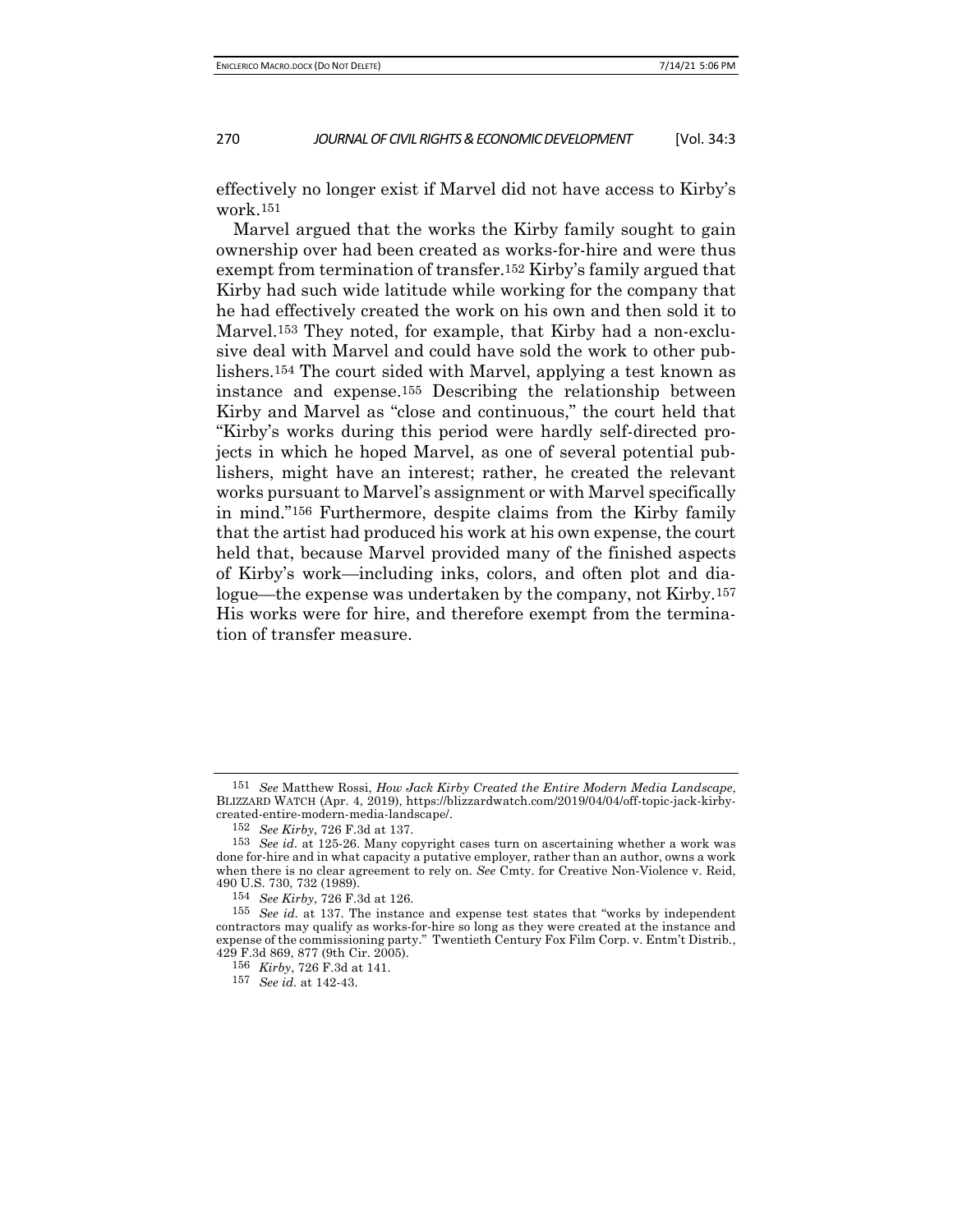effectively no longer exist if Marvel did not have access to Kirby's work.[151]

Marvel argued that the works the Kirby family sought to gain ownership over had been created as works-for-hire and were thus exempt from termination of transfer.[152] Kirby's family argued that Kirby had such wide latitude while working for the company that he had effectively created the work on his own and then sold it to Marvel.[153] They noted, for example, that Kirby had a non-exclusive deal with Marvel and could have sold the work to other publishers.[154] The court sided with Marvel, applying a test known as instance and expense.[155] Describing the relationship between Kirby and Marvel as "close and continuous," the court held that "Kirby's works during this period were hardly self-directed projects in which he hoped Marvel, as one of several potential publishers, might have an interest; rather, he created the relevant works pursuant to Marvel's assignment or with Marvel specifically in mind."[156] Furthermore, despite claims from the Kirby family that the artist had produced his work at his own expense, the court held that, because Marvel provided many of the finished aspects of Kirby's work—including inks, colors, and often plot and dialogue—the expense was undertaken by the company, not Kirby.[157] His works were for hire, and therefore exempt from the termination of transfer measure.

---

151 *See* Matthew Rossi, *How Jack Kirby Created the Entire Modern Media Landscape*, BLIZZARD WATCH (Apr. 4, 2019), https://blizzardwatch.com/2019/04/04/off-topic-jack-kirby-created-entire-modern-media-landscape/.

152 *See Kirby*, 726 F.3d at 137.

153 *See id.* at 125-26. Many copyright cases turn on ascertaining whether a work was done for-hire and in what capacity a putative employer, rather than an author, owns a work when there is no clear agreement to rely on. *See* Cmty. for Creative Non-Violence v. Reid, 490 U.S. 730, 732 (1989).

154 *See Kirby*, 726 F.3d at 126.

155 *See id.* at 137. The instance and expense test states that "works by independent contractors may qualify as works-for-hire so long as they were created at the instance and expense of the commissioning party." Twentieth Century Fox Film Corp. v. Entm't Distrib., 429 F.3d 869, 877 (9th Cir. 2005).

156 *Kirby*, 726 F.3d at 141.

157 *See id.* at 142-43.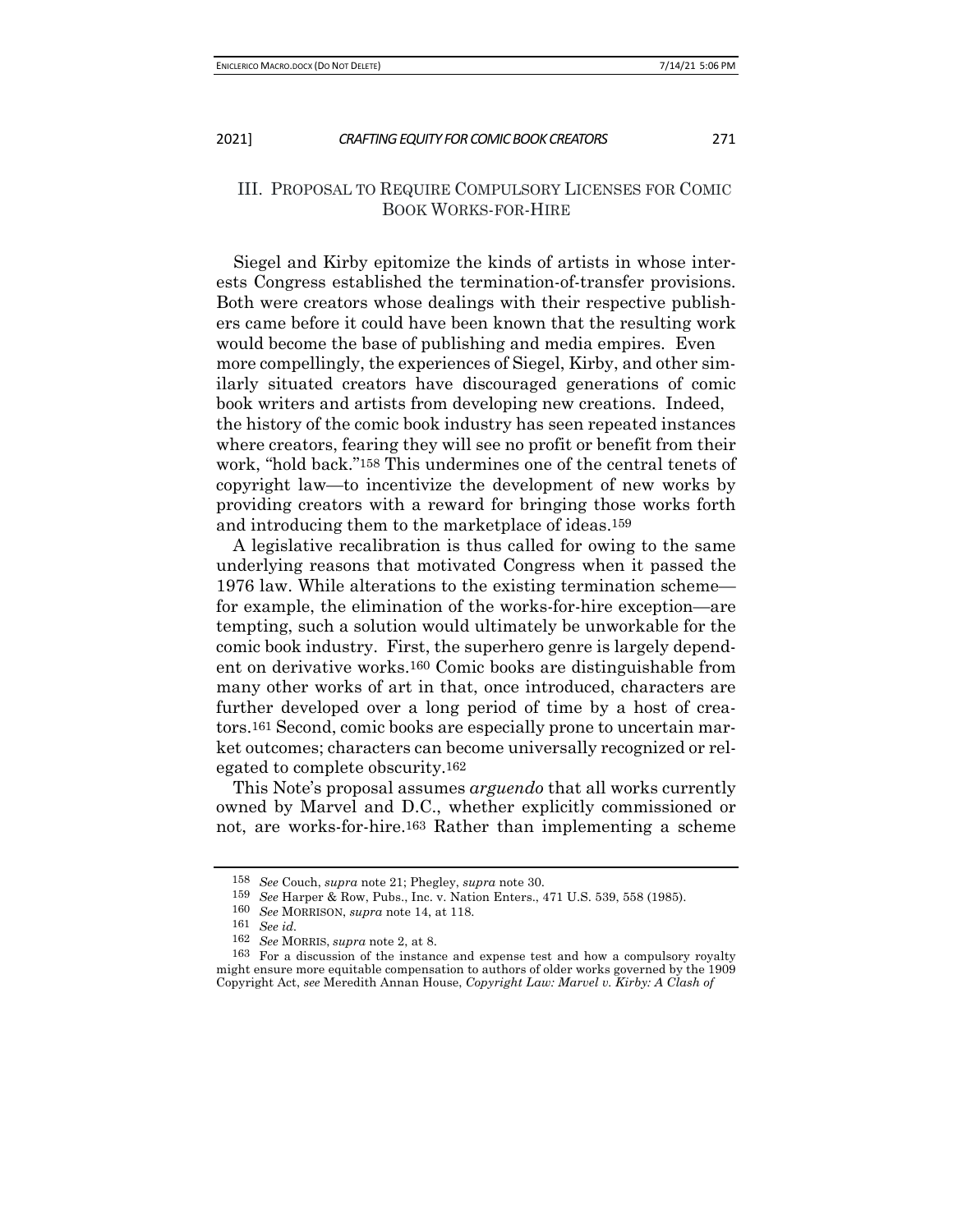## III. Proposal to Require Compulsory Licenses for Comic Book Works-for-Hire

Siegel and Kirby epitomize the kinds of artists in whose interests Congress established the termination-of-transfer provisions. Both were creators whose dealings with their respective publishers came before it could have been known that the resulting work would become the base of publishing and media empires. Even more compellingly, the experiences of Siegel, Kirby, and other similarly situated creators have discouraged generations of comic book writers and artists from developing new creations. Indeed, the history of the comic book industry has seen repeated instances where creators, fearing they will see no profit or benefit from their work, "hold back."[158] This undermines one of the central tenets of copyright law—to incentivize the development of new works by providing creators with a reward for bringing those works forth and introducing them to the marketplace of ideas.[159]

A legislative recalibration is thus called for owing to the same underlying reasons that motivated Congress when it passed the 1976 law. While alterations to the existing termination scheme—for example, the elimination of the works-for-hire exception—are tempting, such a solution would ultimately be unworkable for the comic book industry. First, the superhero genre is largely dependent on derivative works.[160] Comic books are distinguishable from many other works of art in that, once introduced, characters are further developed over a long period of time by a host of creators.[161] Second, comic books are especially prone to uncertain market outcomes; characters can become universally recognized or relegated to complete obscurity.[162]

This Note's proposal assumes *arguendo* that all works currently owned by Marvel and D.C., whether explicitly commissioned or not, are works-for-hire.[163] Rather than implementing a scheme

---

[158] *See* Couch, *supra* note 21; Phegley, *supra* note 30.

[159] *See* Harper & Row, Pubs., Inc. v. Nation Enters., 471 U.S. 539, 558 (1985).

[160] *See* Morrison, *supra* note 14, at 118.

[161] *See id.*

[162] *See* Morris, *supra* note 2, at 8.

[163] For a discussion of the instance and expense test and how a compulsory royalty might ensure more equitable compensation to authors of older works governed by the 1909 Copyright Act, *see* Meredith Annan House, *Copyright Law: Marvel v. Kirby: A Clash of*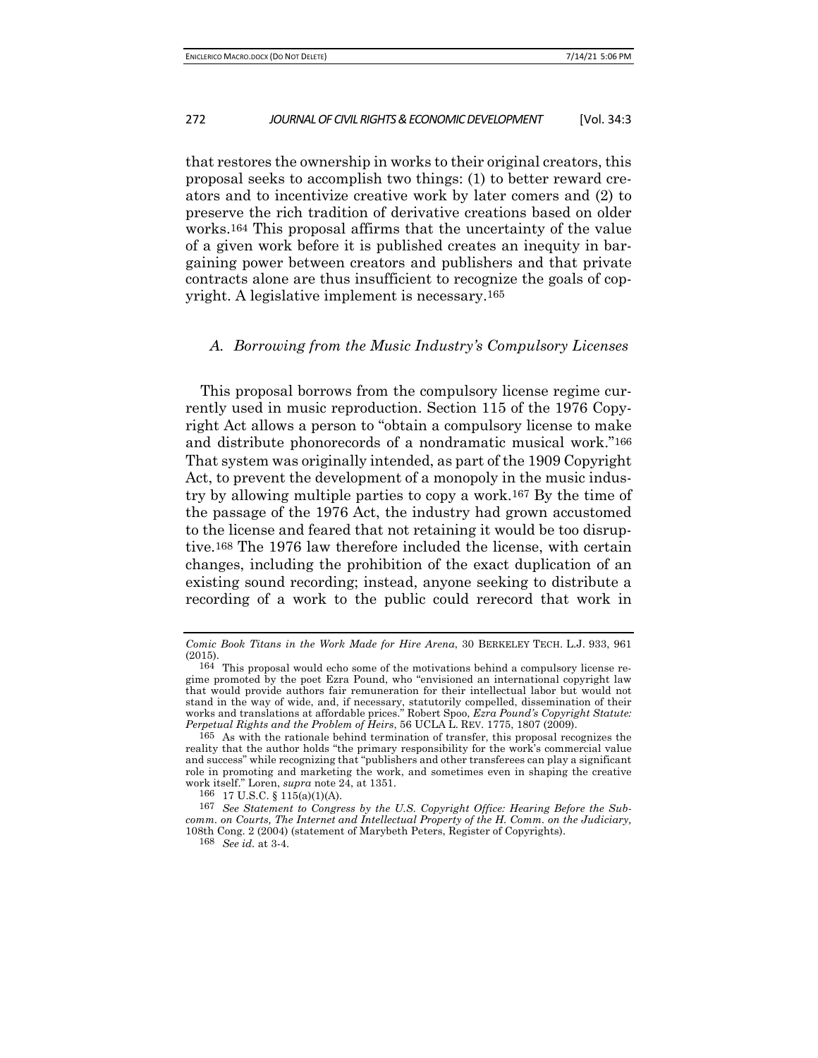that restores the ownership in works to their original creators, this proposal seeks to accomplish two things: (1) to better reward creators and to incentivize creative work by later comers and (2) to preserve the rich tradition of derivative creations based on older works.[164] This proposal affirms that the uncertainty of the value of a given work before it is published creates an inequity in bargaining power between creators and publishers and that private contracts alone are thus insufficient to recognize the goals of copyright. A legislative implement is necessary.[165]

### *A. Borrowing from the Music Industry's Compulsory Licenses*

This proposal borrows from the compulsory license regime currently used in music reproduction. Section 115 of the 1976 Copyright Act allows a person to "obtain a compulsory license to make and distribute phonorecords of a nondramatic musical work."[166] That system was originally intended, as part of the 1909 Copyright Act, to prevent the development of a monopoly in the music industry by allowing multiple parties to copy a work.[167] By the time of the passage of the 1976 Act, the industry had grown accustomed to the license and feared that not retaining it would be too disruptive.[168] The 1976 law therefore included the license, with certain changes, including the prohibition of the exact duplication of an existing sound recording; instead, anyone seeking to distribute a recording of a work to the public could rerecord that work in

---

*Comic Book Titans in the Work Made for Hire Arena*, 30 BERKELEY TECH. L.J. 933, 961 (2015).

[164] This proposal would echo some of the motivations behind a compulsory license regime promoted by the poet Ezra Pound, who "envisioned an international copyright law that would provide authors fair remuneration for their intellectual labor but would not stand in the way of wide, and, if necessary, statutorily compelled, dissemination of their works and translations at affordable prices." Robert Spoo, *Ezra Pound's Copyright Statute: Perpetual Rights and the Problem of Heirs*, 56 UCLA L. REV. 1775, 1807 (2009).

[165] As with the rationale behind termination of transfer, this proposal recognizes the reality that the author holds "the primary responsibility for the work's commercial value and success" while recognizing that "publishers and other transferees can play a significant role in promoting and marketing the work, and sometimes even in shaping the creative work itself." Loren, *supra* note 24, at 1351.

[166] 17 U.S.C. § 115(a)(1)(A).

[167] *See Statement to Congress by the U.S. Copyright Office: Hearing Before the Subcomm. on Courts, The Internet and Intellectual Property of the H. Comm. on the Judiciary,* 108th Cong. 2 (2004) (statement of Marybeth Peters, Register of Copyrights).

[168] *See id.* at 3-4.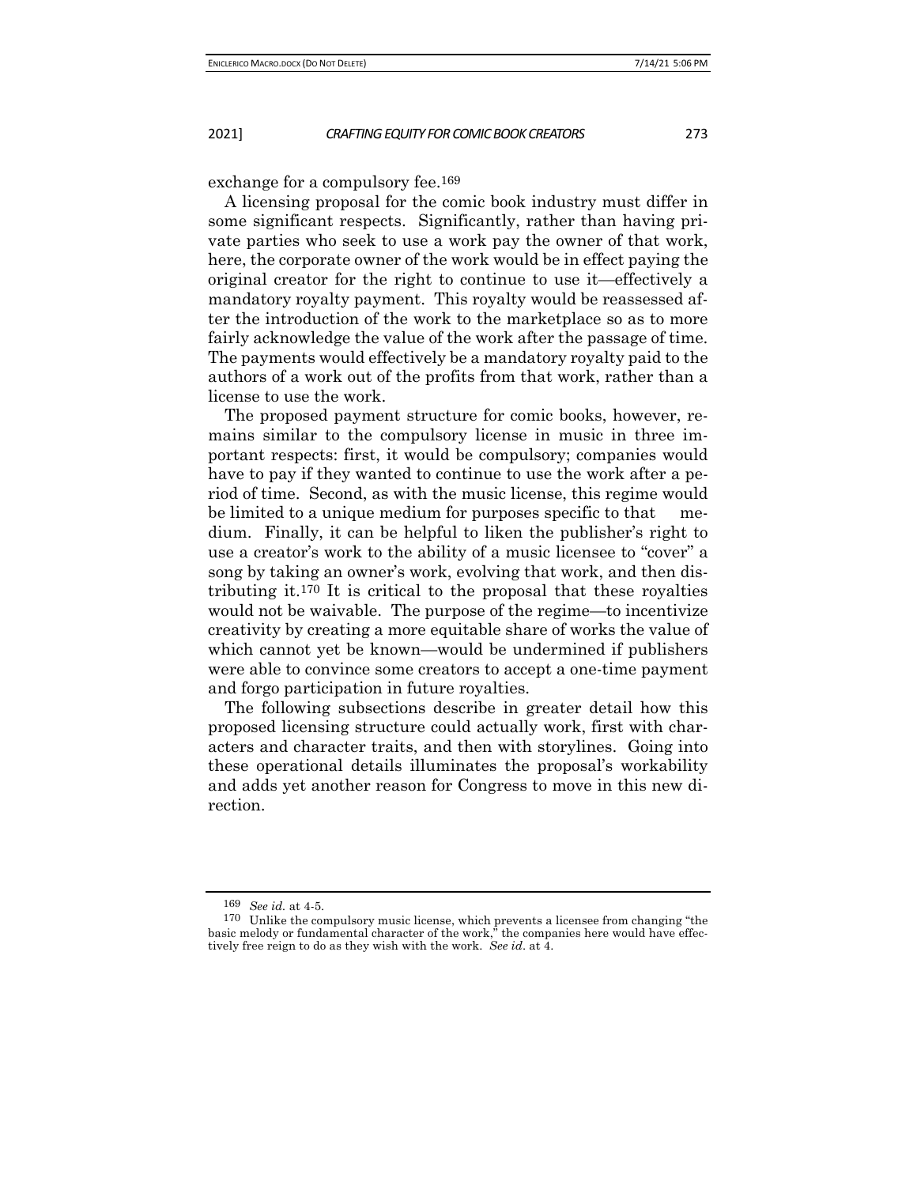exchange for a compulsory fee.[169]

A licensing proposal for the comic book industry must differ in some significant respects. Significantly, rather than having private parties who seek to use a work pay the owner of that work, here, the corporate owner of the work would be in effect paying the original creator for the right to continue to use it—effectively a mandatory royalty payment. This royalty would be reassessed after the introduction of the work to the marketplace so as to more fairly acknowledge the value of the work after the passage of time. The payments would effectively be a mandatory royalty paid to the authors of a work out of the profits from that work, rather than a license to use the work.

The proposed payment structure for comic books, however, remains similar to the compulsory license in music in three important respects: first, it would be compulsory; companies would have to pay if they wanted to continue to use the work after a period of time. Second, as with the music license, this regime would be limited to a unique medium for purposes specific to that medium. Finally, it can be helpful to liken the publisher's right to use a creator's work to the ability of a music licensee to "cover" a song by taking an owner's work, evolving that work, and then distributing it.[170] It is critical to the proposal that these royalties would not be waivable. The purpose of the regime—to incentivize creativity by creating a more equitable share of works the value of which cannot yet be known—would be undermined if publishers were able to convince some creators to accept a one-time payment and forgo participation in future royalties.

The following subsections describe in greater detail how this proposed licensing structure could actually work, first with characters and character traits, and then with storylines. Going into these operational details illuminates the proposal's workability and adds yet another reason for Congress to move in this new direction.

---

[169] *See id.* at 4-5.

[170] Unlike the compulsory music license, which prevents a licensee from changing "the basic melody or fundamental character of the work," the companies here would have effectively free reign to do as they wish with the work. *See id.* at 4.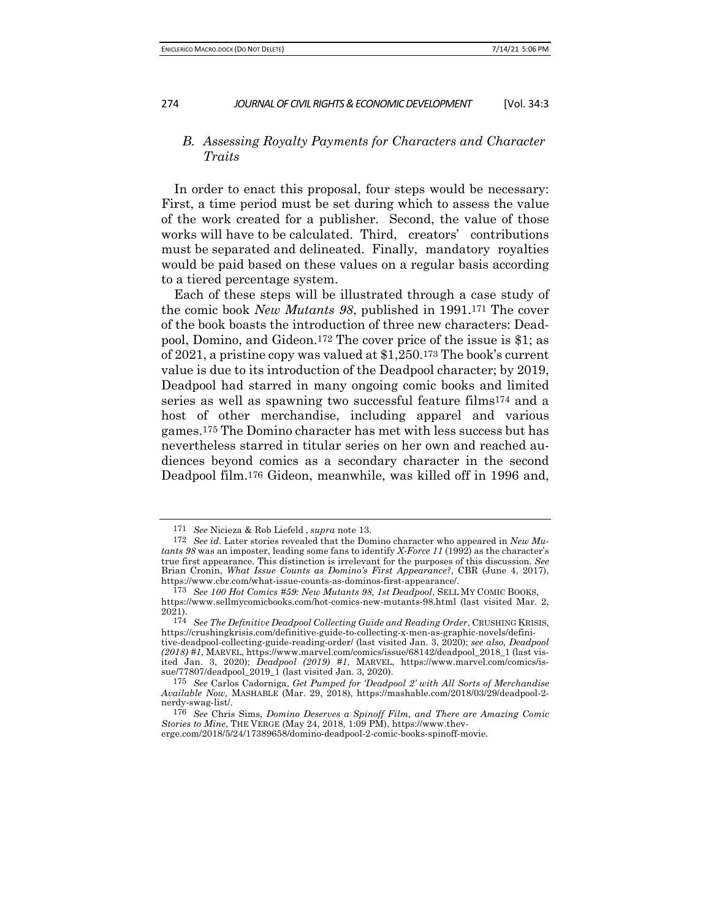### B. *Assessing Royalty Payments for Characters and Character Traits*

In order to enact this proposal, four steps would be necessary: First, a time period must be set during which to assess the value of the work created for a publisher. Second, the value of those works will have to be calculated. Third, creators' contributions must be separated and delineated. Finally, mandatory royalties would be paid based on these values on a regular basis according to a tiered percentage system.

Each of these steps will be illustrated through a case study of the comic book *New Mutants 98*, published in 1991.[171] The cover of the book boasts the introduction of three new characters: Deadpool, Domino, and Gideon.[172] The cover price of the issue is $1; as of 2021, a pristine copy was valued at $1,250.[173] The book's current value is due to its introduction of the Deadpool character; by 2019, Deadpool had starred in many ongoing comic books and limited series as well as spawning two successful feature films[174] and a host of other merchandise, including apparel and various games.[175] The Domino character has met with less success but has nevertheless starred in titular series on her own and reached audiences beyond comics as a secondary character in the second Deadpool film.[176] Gideon, meanwhile, was killed off in 1996 and,

---

171 *See* Nicieza & Rob Liefeld , *supra* note 13.

172 *See id.* Later stories revealed that the Domino character who appeared in *New Mutants 98* was an imposter, leading some fans to identify *X-Force 11* (1992) as the character's true first appearance. This distinction is irrelevant for the purposes of this discussion. *See* Brian Cronin, *What Issue Counts as Domino's First Appearance?*, CBR (June 4, 2017), https://www.cbr.com/what-issue-counts-as-dominos-first-appearance/.

173 *See 100 Hot Comics #59: New Mutants 98, 1st Deadpool*, SELL MY COMIC BOOKS, https://www.sellmycomicbooks.com/hot-comics-new-mutants-98.html (last visited Mar. 2, 2021).

174 *See The Definitive Deadpool Collecting Guide and Reading Order*, CRUSHING KRISIS, https://crushingkrisis.com/definitive-guide-to-collecting-x-men-as-graphic-novels/definitive-deadpool-collecting-guide-reading-order/ (last visited Jan. 3, 2020); *see also, Deadpool (2018) #1*, MARVEL, https://www.marvel.com/comics/issue/68142/deadpool_2018_1 (last visited Jan. 3, 2020); *Deadpool (2019) #1*, MARVEL, https://www.marvel.com/comics/issue/77807/deadpool_2019_1 (last visited Jan. 3, 2020).

175 *See* Carlos Cadorniga, *Get Pumped for 'Deadpool 2' with All Sorts of Merchandise Available Now*, MASHABLE (Mar. 29, 2018), https://mashable.com/2018/03/29/deadpool-2-nerdy-swag-list/.

176 *See* Chris Sims, *Domino Deserves a Spinoff Film, and There are Amazing Comic Stories to Mine*, THE VERGE (May 24, 2018, 1:09 PM), https://www.theverge.com/2018/5/24/17389658/domino-deadpool-2-comic-books-spinoff-movie.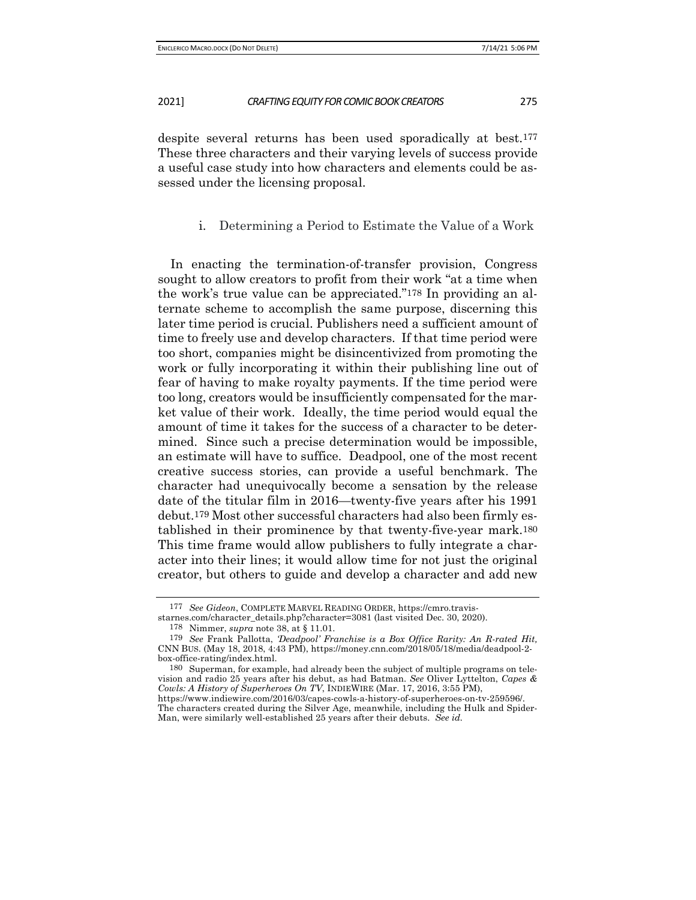despite several returns has been used sporadically at best.[177] These three characters and their varying levels of success provide a useful case study into how characters and elements could be assessed under the licensing proposal.

### i. Determining a Period to Estimate the Value of a Work

In enacting the termination-of-transfer provision, Congress sought to allow creators to profit from their work "at a time when the work's true value can be appreciated."[178] In providing an alternate scheme to accomplish the same purpose, discerning this later time period is crucial. Publishers need a sufficient amount of time to freely use and develop characters. If that time period were too short, companies might be disincentivized from promoting the work or fully incorporating it within their publishing line out of fear of having to make royalty payments. If the time period were too long, creators would be insufficiently compensated for the market value of their work. Ideally, the time period would equal the amount of time it takes for the success of a character to be determined. Since such a precise determination would be impossible, an estimate will have to suffice. Deadpool, one of the most recent creative success stories, can provide a useful benchmark. The character had unequivocally become a sensation by the release date of the titular film in 2016—twenty-five years after his 1991 debut.[179] Most other successful characters had also been firmly established in their prominence by that twenty-five-year mark.[180] This time frame would allow publishers to fully integrate a character into their lines; it would allow time for not just the original creator, but others to guide and develop a character and add new

---

[177] *See Gideon*, COMPLETE MARVEL READING ORDER, https://cmro.travis-starnes.com/character_details.php?character=3081 (last visited Dec. 30, 2020).

[178] Nimmer, *supra* note 38, at § 11.01.

[179] *See* Frank Pallotta, *'Deadpool' Franchise is a Box Office Rarity: An R-rated Hit,* CNN BUS. (May 18, 2018, 4:43 PM), https://money.cnn.com/2018/05/18/media/deadpool-2-box-office-rating/index.html.

[180] Superman, for example, had already been the subject of multiple programs on television and radio 25 years after his debut, as had Batman. *See* Oliver Lyttelton, *Capes & Cowls: A History of Superheroes On TV*, INDIEWIRE (Mar. 17, 2016, 3:55 PM), https://www.indiewire.com/2016/03/capes-cowls-a-history-of-superheroes-on-tv-259596/. The characters created during the Silver Age, meanwhile, including the Hulk and Spider-Man, were similarly well-established 25 years after their debuts. *See id.*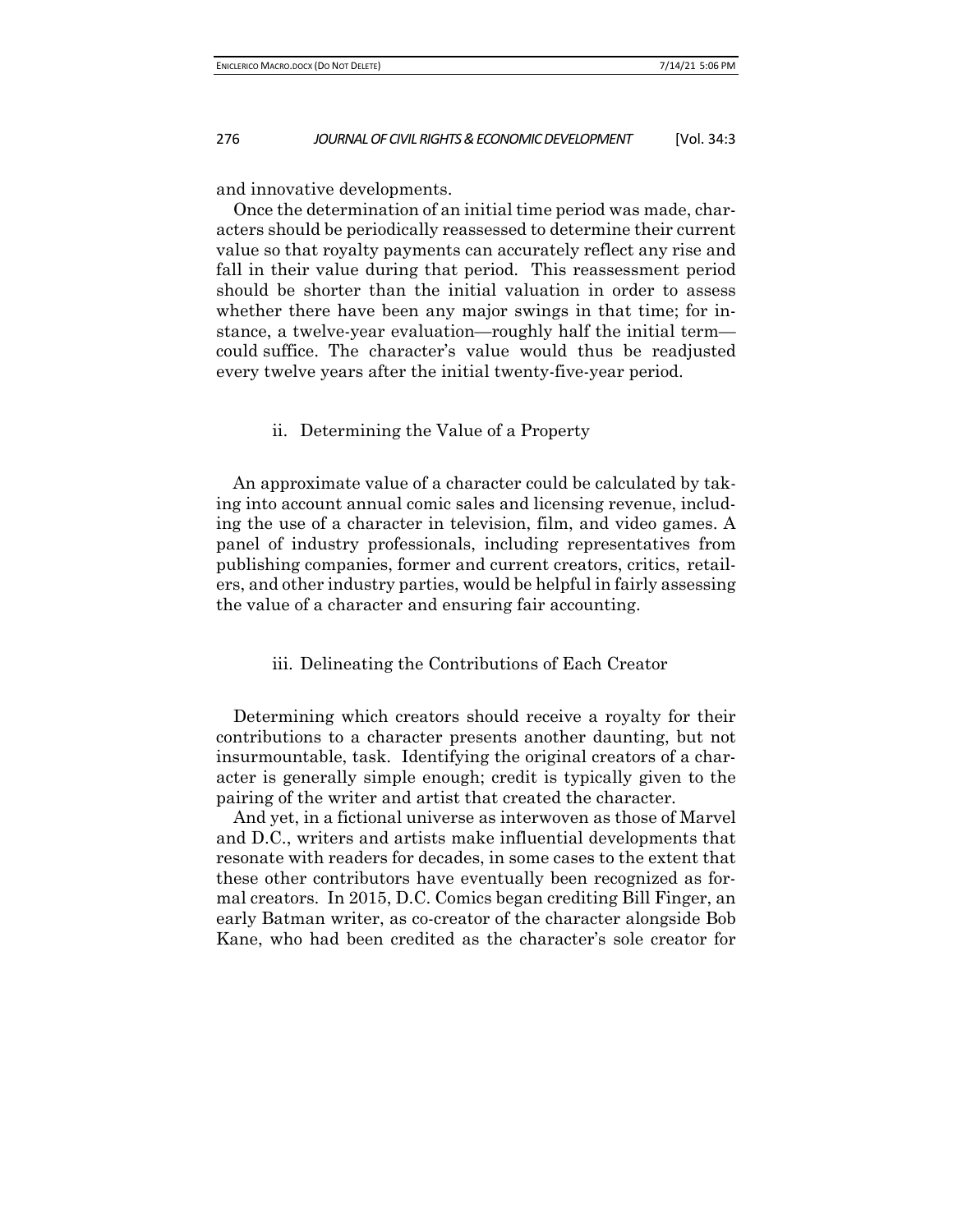and innovative developments.

Once the determination of an initial time period was made, characters should be periodically reassessed to determine their current value so that royalty payments can accurately reflect any rise and fall in their value during that period. This reassessment period should be shorter than the initial valuation in order to assess whether there have been any major swings in that time; for instance, a twelve-year evaluation—roughly half the initial term—could suffice. The character's value would thus be readjusted every twelve years after the initial twenty-five-year period.

#### ii. Determining the Value of a Property

An approximate value of a character could be calculated by taking into account annual comic sales and licensing revenue, including the use of a character in television, film, and video games. A panel of industry professionals, including representatives from publishing companies, former and current creators, critics, retailers, and other industry parties, would be helpful in fairly assessing the value of a character and ensuring fair accounting.

#### iii. Delineating the Contributions of Each Creator

Determining which creators should receive a royalty for their contributions to a character presents another daunting, but not insurmountable, task. Identifying the original creators of a character is generally simple enough; credit is typically given to the pairing of the writer and artist that created the character.

And yet, in a fictional universe as interwoven as those of Marvel and D.C., writers and artists make influential developments that resonate with readers for decades, in some cases to the extent that these other contributors have eventually been recognized as formal creators. In 2015, D.C. Comics began crediting Bill Finger, an early Batman writer, as co-creator of the character alongside Bob Kane, who had been credited as the character's sole creator for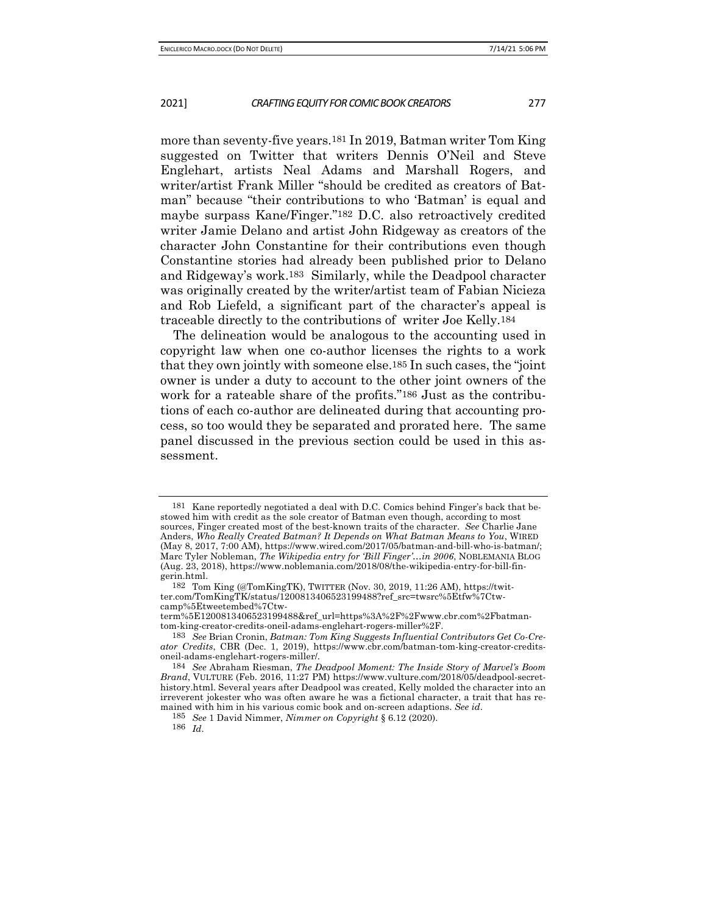more than seventy-five years.[181] In 2019, Batman writer Tom King suggested on Twitter that writers Dennis O'Neil and Steve Englehart, artists Neal Adams and Marshall Rogers, and writer/artist Frank Miller "should be credited as creators of Batman" because "their contributions to who 'Batman' is equal and maybe surpass Kane/Finger."[182] D.C. also retroactively credited writer Jamie Delano and artist John Ridgeway as creators of the character John Constantine for their contributions even though Constantine stories had already been published prior to Delano and Ridgeway's work.[183] Similarly, while the Deadpool character was originally created by the writer/artist team of Fabian Nicieza and Rob Liefeld, a significant part of the character's appeal is traceable directly to the contributions of writer Joe Kelly.[184]

The delineation would be analogous to the accounting used in copyright law when one co-author licenses the rights to a work that they own jointly with someone else.[185] In such cases, the "joint owner is under a duty to account to the other joint owners of the work for a rateable share of the profits."[186] Just as the contributions of each co-author are delineated during that accounting process, so too would they be separated and prorated here. The same panel discussed in the previous section could be used in this assessment.

---

181 Kane reportedly negotiated a deal with D.C. Comics behind Finger's back that bestowed him with credit as the sole creator of Batman even though, according to most sources, Finger created most of the best-known traits of the character. *See* Charlie Jane Anders, *Who Really Created Batman? It Depends on What Batman Means to You*, WIRED (May 8, 2017, 7:00 AM), https://www.wired.com/2017/05/batman-and-bill-who-is-batman/; Marc Tyler Nobleman, *The Wikipedia entry for 'Bill Finger'…in 2006*, NOBLEMANIA BLOG (Aug. 23, 2018), https://www.noblemania.com/2018/08/the-wikipedia-entry-for-bill-fingerin.html.

182 Tom King (@TomKingTK), TWITTER (Nov. 30, 2019, 11:26 AM), https://twitter.com/TomKingTK/status/1200813406523199488?ref_src=twsrc%5Etfw%7Ctwcamp%5Etweetembed%7Ctwterm%5E1200813406523199488&ref_url=https%3A%2F%2Fwww.cbr.com%2Fbatman-tom-king-creator-credits-oneil-adams-englehart-rogers-miller%2F.

183 *See* Brian Cronin, *Batman: Tom King Suggests Influential Contributors Get Co-Creator Credits*, CBR (Dec. 1, 2019), https://www.cbr.com/batman-tom-king-creator-credits-oneil-adams-englehart-rogers-miller/.

184 *See* Abraham Riesman, *The Deadpool Moment: The Inside Story of Marvel's Boom Brand*, VULTURE (Feb. 2016, 11:27 PM) https://www.vulture.com/2018/05/deadpool-secret-history.html. Several years after Deadpool was created, Kelly molded the character into an irreverent jokester who was often aware he was a fictional character, a trait that has remained with him in his various comic book and on-screen adaptions. *See id*.

185 *See* 1 David Nimmer, *Nimmer on Copyright* § 6.12 (2020).

186 *Id*.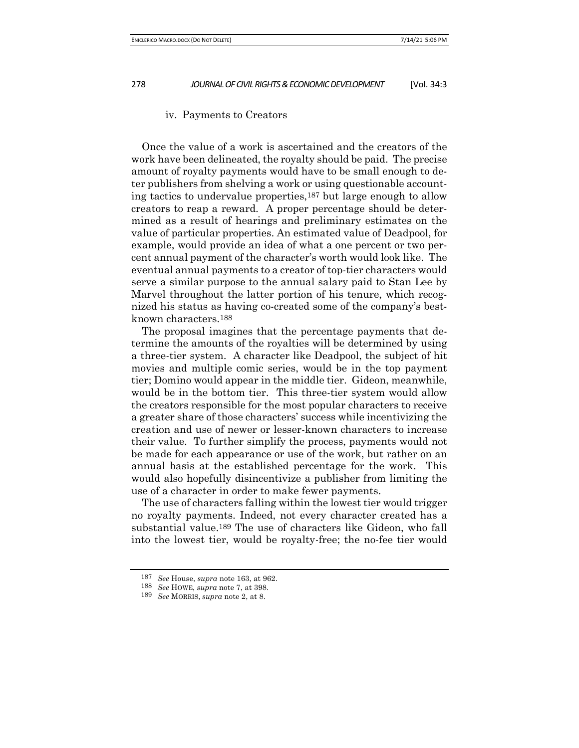### iv. Payments to Creators

Once the value of a work is ascertained and the creators of the work have been delineated, the royalty should be paid. The precise amount of royalty payments would have to be small enough to deter publishers from shelving a work or using questionable accounting tactics to undervalue properties,[187] but large enough to allow creators to reap a reward. A proper percentage should be determined as a result of hearings and preliminary estimates on the value of particular properties. An estimated value of Deadpool, for example, would provide an idea of what a one percent or two percent annual payment of the character's worth would look like. The eventual annual payments to a creator of top-tier characters would serve a similar purpose to the annual salary paid to Stan Lee by Marvel throughout the latter portion of his tenure, which recognized his status as having co-created some of the company's best-known characters.[188]

The proposal imagines that the percentage payments that determine the amounts of the royalties will be determined by using a three-tier system. A character like Deadpool, the subject of hit movies and multiple comic series, would be in the top payment tier; Domino would appear in the middle tier. Gideon, meanwhile, would be in the bottom tier. This three-tier system would allow the creators responsible for the most popular characters to receive a greater share of those characters' success while incentivizing the creation and use of newer or lesser-known characters to increase their value. To further simplify the process, payments would not be made for each appearance or use of the work, but rather on an annual basis at the established percentage for the work. This would also hopefully disincentivize a publisher from limiting the use of a character in order to make fewer payments.

The use of characters falling within the lowest tier would trigger no royalty payments. Indeed, not every character created has a substantial value.[189] The use of characters like Gideon, who fall into the lowest tier, would be royalty-free; the no-fee tier would

---

[187] *See* House, *supra* note 163, at 962.

[188] *See* HOWE, *supra* note 7, at 398.

[189] *See* MORRIS, *supra* note 2, at 8.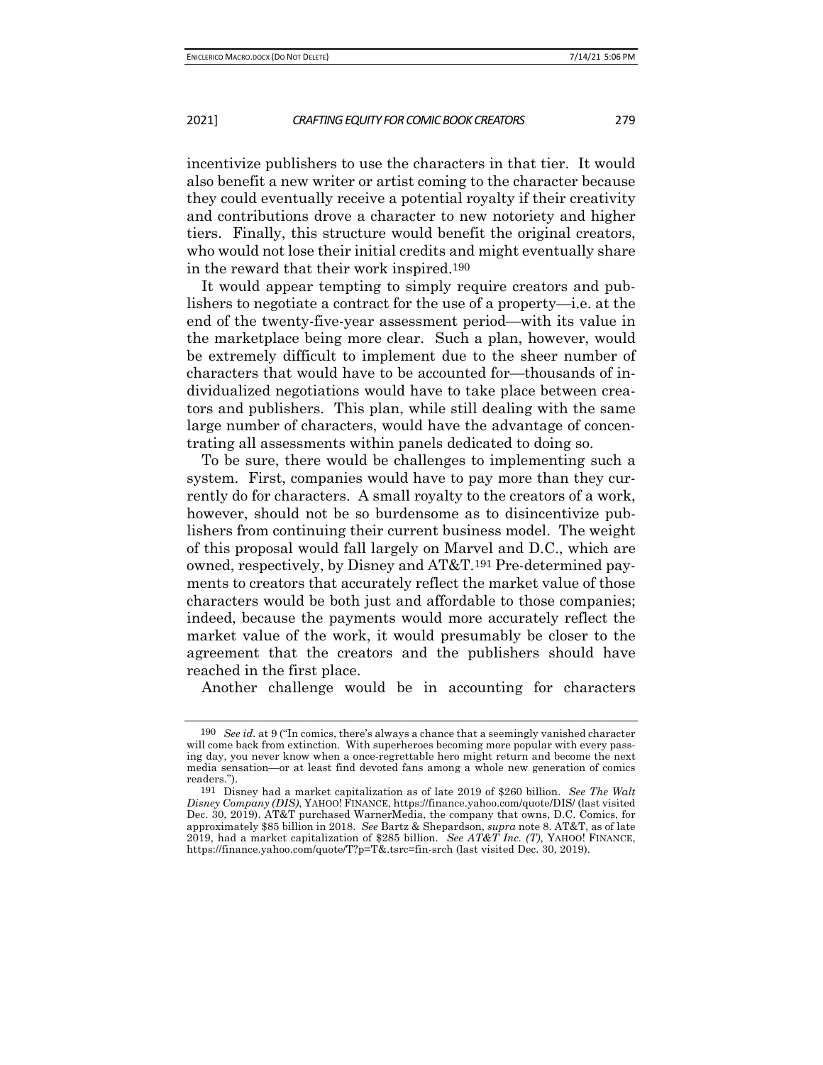incentivize publishers to use the characters in that tier. It would also benefit a new writer or artist coming to the character because they could eventually receive a potential royalty if their creativity and contributions drove a character to new notoriety and higher tiers. Finally, this structure would benefit the original creators, who would not lose their initial credits and might eventually share in the reward that their work inspired.[190]

It would appear tempting to simply require creators and publishers to negotiate a contract for the use of a property—i.e. at the end of the twenty-five-year assessment period—with its value in the marketplace being more clear. Such a plan, however, would be extremely difficult to implement due to the sheer number of characters that would have to be accounted for—thousands of individualized negotiations would have to take place between creators and publishers. This plan, while still dealing with the same large number of characters, would have the advantage of concentrating all assessments within panels dedicated to doing so.

To be sure, there would be challenges to implementing such a system. First, companies would have to pay more than they currently do for characters. A small royalty to the creators of a work, however, should not be so burdensome as to disincentivize publishers from continuing their current business model. The weight of this proposal would fall largely on Marvel and D.C., which are owned, respectively, by Disney and AT&T.[191] Pre-determined payments to creators that accurately reflect the market value of those characters would be both just and affordable to those companies; indeed, because the payments would more accurately reflect the market value of the work, it would presumably be closer to the agreement that the creators and the publishers should have reached in the first place.

Another challenge would be in accounting for characters

---

190 *See id.* at 9 ("In comics, there's always a chance that a seemingly vanished character will come back from extinction. With superheroes becoming more popular with every passing day, you never know when a once-regrettable hero might return and become the next media sensation—or at least find devoted fans among a whole new generation of comics readers.").

191 Disney had a market capitalization as of late 2019 of $260 billion. *See The Walt Disney Company (DIS)*, YAHOO! FINANCE, https://finance.yahoo.com/quote/DIS/ (last visited Dec. 30, 2019). AT&T purchased WarnerMedia, the company that owns, D.C. Comics, for approximately $85 billion in 2018. *See* Bartz & Shepardson, *supra* note 8. AT&T, as of late 2019, had a market capitalization of $285 billion. *See AT&T Inc. (T)*, YAHOO! FINANCE, https://finance.yahoo.com/quote/T?p=T&.tsrc=fin-srch (last visited Dec. 30, 2019).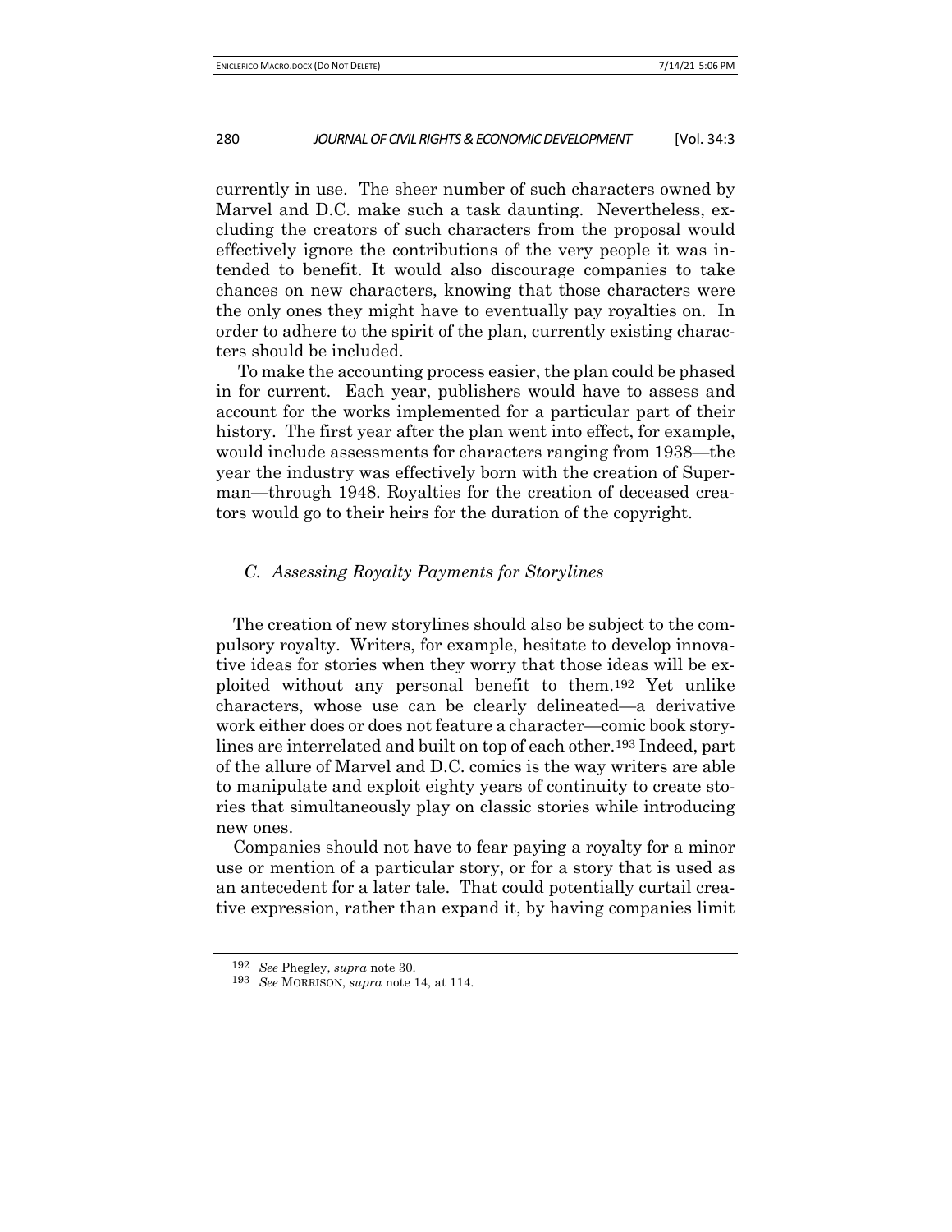currently in use. The sheer number of such characters owned by Marvel and D.C. make such a task daunting. Nevertheless, excluding the creators of such characters from the proposal would effectively ignore the contributions of the very people it was intended to benefit. It would also discourage companies to take chances on new characters, knowing that those characters were the only ones they might have to eventually pay royalties on. In order to adhere to the spirit of the plan, currently existing characters should be included.

To make the accounting process easier, the plan could be phased in for current. Each year, publishers would have to assess and account for the works implemented for a particular part of their history. The first year after the plan went into effect, for example, would include assessments for characters ranging from 1938—the year the industry was effectively born with the creation of Superman—through 1948. Royalties for the creation of deceased creators would go to their heirs for the duration of the copyright.

### *C. Assessing Royalty Payments for Storylines*

The creation of new storylines should also be subject to the compulsory royalty. Writers, for example, hesitate to develop innovative ideas for stories when they worry that those ideas will be exploited without any personal benefit to them.[192] Yet unlike characters, whose use can be clearly delineated—a derivative work either does or does not feature a character—comic book storylines are interrelated and built on top of each other.[193] Indeed, part of the allure of Marvel and D.C. comics is the way writers are able to manipulate and exploit eighty years of continuity to create stories that simultaneously play on classic stories while introducing new ones.

Companies should not have to fear paying a royalty for a minor use or mention of a particular story, or for a story that is used as an antecedent for a later tale. That could potentially curtail creative expression, rather than expand it, by having companies limit

---

192 *See* Phegley, *supra* note 30.

193 *See* MORRISON, *supra* note 14, at 114.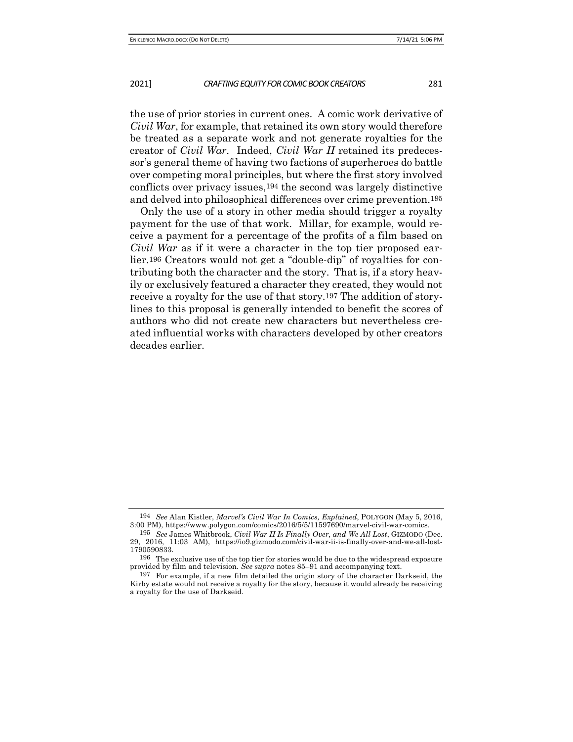the use of prior stories in current ones. A comic work derivative of *Civil War*, for example, that retained its own story would therefore be treated as a separate work and not generate royalties for the creator of *Civil War*. Indeed, *Civil War II* retained its predecessor's general theme of having two factions of superheroes do battle over competing moral principles, but where the first story involved conflicts over privacy issues,[194] the second was largely distinctive and delved into philosophical differences over crime prevention.[195]

Only the use of a story in other media should trigger a royalty payment for the use of that work. Millar, for example, would receive a payment for a percentage of the profits of a film based on *Civil War* as if it were a character in the top tier proposed earlier.[196] Creators would not get a "double-dip" of royalties for contributing both the character and the story. That is, if a story heavily or exclusively featured a character they created, they would not receive a royalty for the use of that story.[197] The addition of storylines to this proposal is generally intended to benefit the scores of authors who did not create new characters but nevertheless created influential works with characters developed by other creators decades earlier.

---

194 *See* Alan Kistler, *Marvel's Civil War In Comics, Explained*, POLYGON (May 5, 2016, 3:00 PM), https://www.polygon.com/comics/2016/5/5/11597690/marvel-civil-war-comics.

195 *See* James Whitbrook, *Civil War II Is Finally Over, and We All Lost*, GIZMODO (Dec. 29, 2016, 11:03 AM), https://io9.gizmodo.com/civil-war-ii-is-finally-over-and-we-all-lost-1790590833.

196 The exclusive use of the top tier for stories would be due to the widespread exposure provided by film and television. *See supra* notes 85–91 and accompanying text.

197 For example, if a new film detailed the origin story of the character Darkseid, the Kirby estate would not receive a royalty for the story, because it would already be receiving a royalty for the use of Darkseid.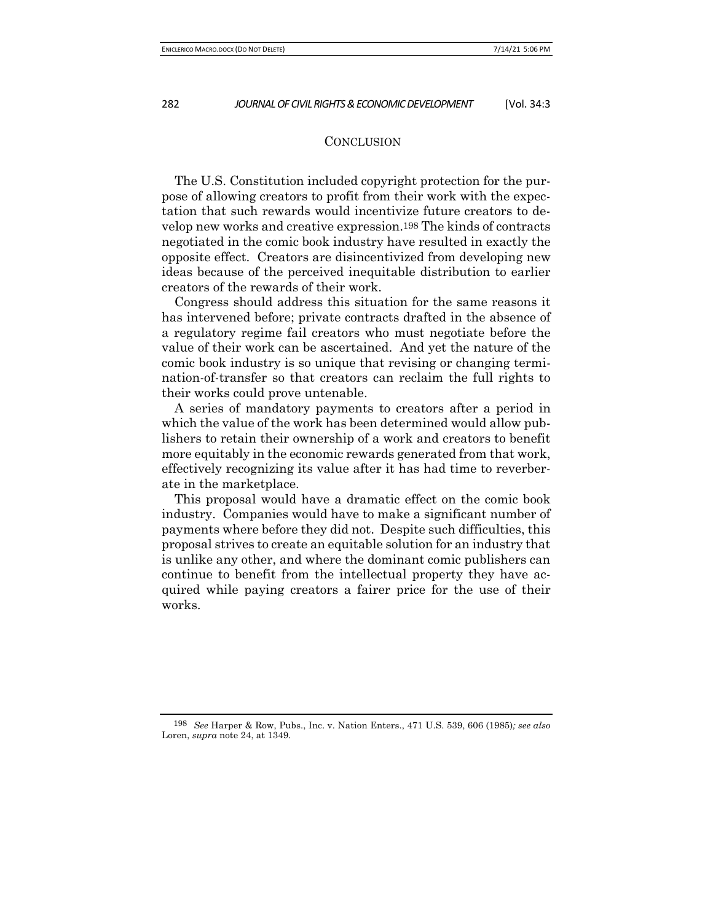## CONCLUSION

The U.S. Constitution included copyright protection for the purpose of allowing creators to profit from their work with the expectation that such rewards would incentivize future creators to develop new works and creative expression.[198] The kinds of contracts negotiated in the comic book industry have resulted in exactly the opposite effect. Creators are disincentivized from developing new ideas because of the perceived inequitable distribution to earlier creators of the rewards of their work.

Congress should address this situation for the same reasons it has intervened before; private contracts drafted in the absence of a regulatory regime fail creators who must negotiate before the value of their work can be ascertained. And yet the nature of the comic book industry is so unique that revising or changing termination-of-transfer so that creators can reclaim the full rights to their works could prove untenable.

A series of mandatory payments to creators after a period in which the value of the work has been determined would allow publishers to retain their ownership of a work and creators to benefit more equitably in the economic rewards generated from that work, effectively recognizing its value after it has had time to reverberate in the marketplace.

This proposal would have a dramatic effect on the comic book industry. Companies would have to make a significant number of payments where before they did not. Despite such difficulties, this proposal strives to create an equitable solution for an industry that is unlike any other, and where the dominant comic publishers can continue to benefit from the intellectual property they have acquired while paying creators a fairer price for the use of their works.

---

[198] *See* Harper & Row, Pubs., Inc. v. Nation Enters., 471 U.S. 539, 606 (1985)*; see also* Loren, *supra* note 24, at 1349.